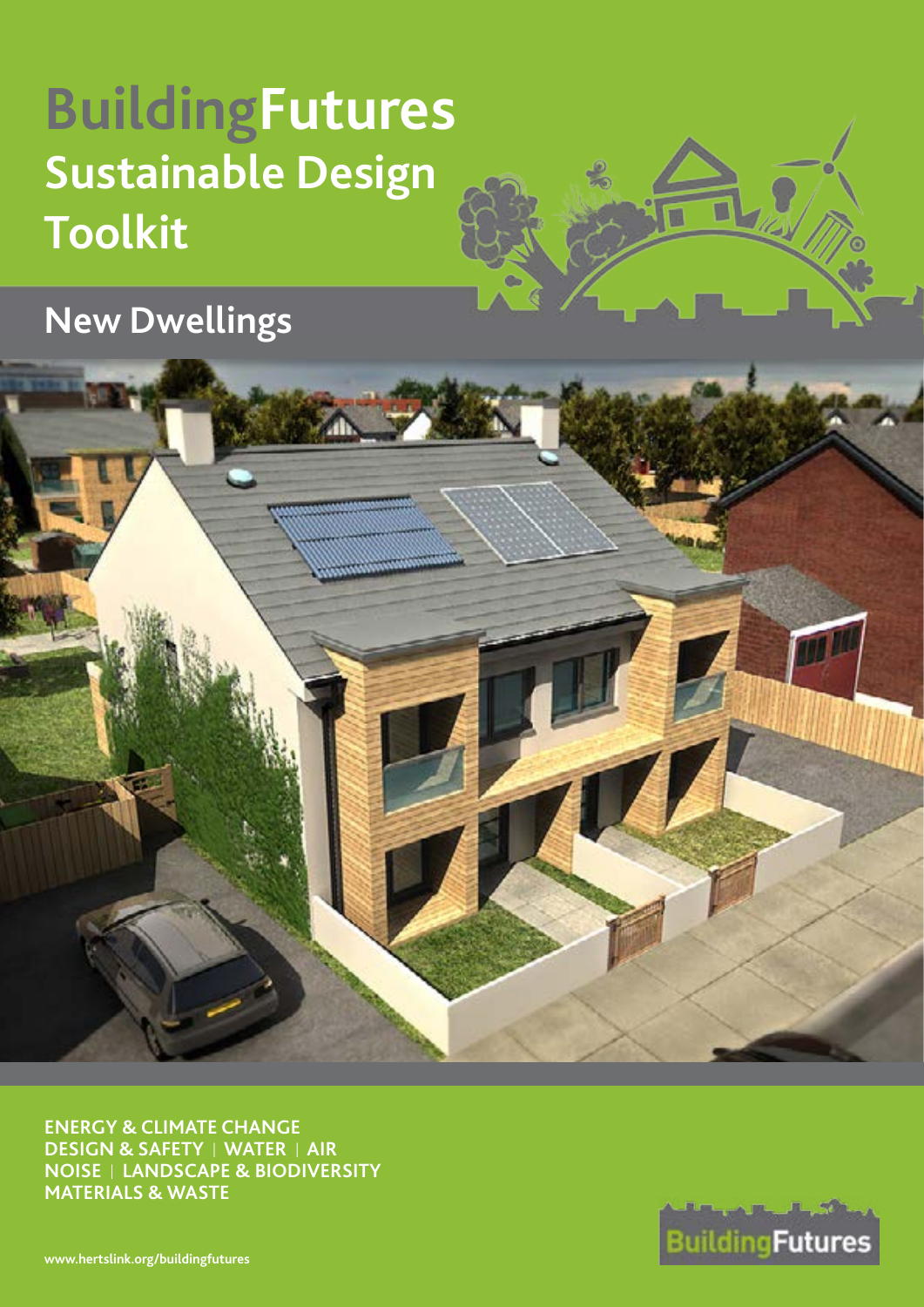# BuildingFutures Sustainable Design Toolkit

## New Dwellings

**ENERGY & CLIMATE CHANGE**
**DESIGN & SAFETY | WATER | AIR**
**NOISE | LANDSCAPE & BIODIVERSITY**
**MATERIALS & WASTE**

www.hertslink.org/buildingfutures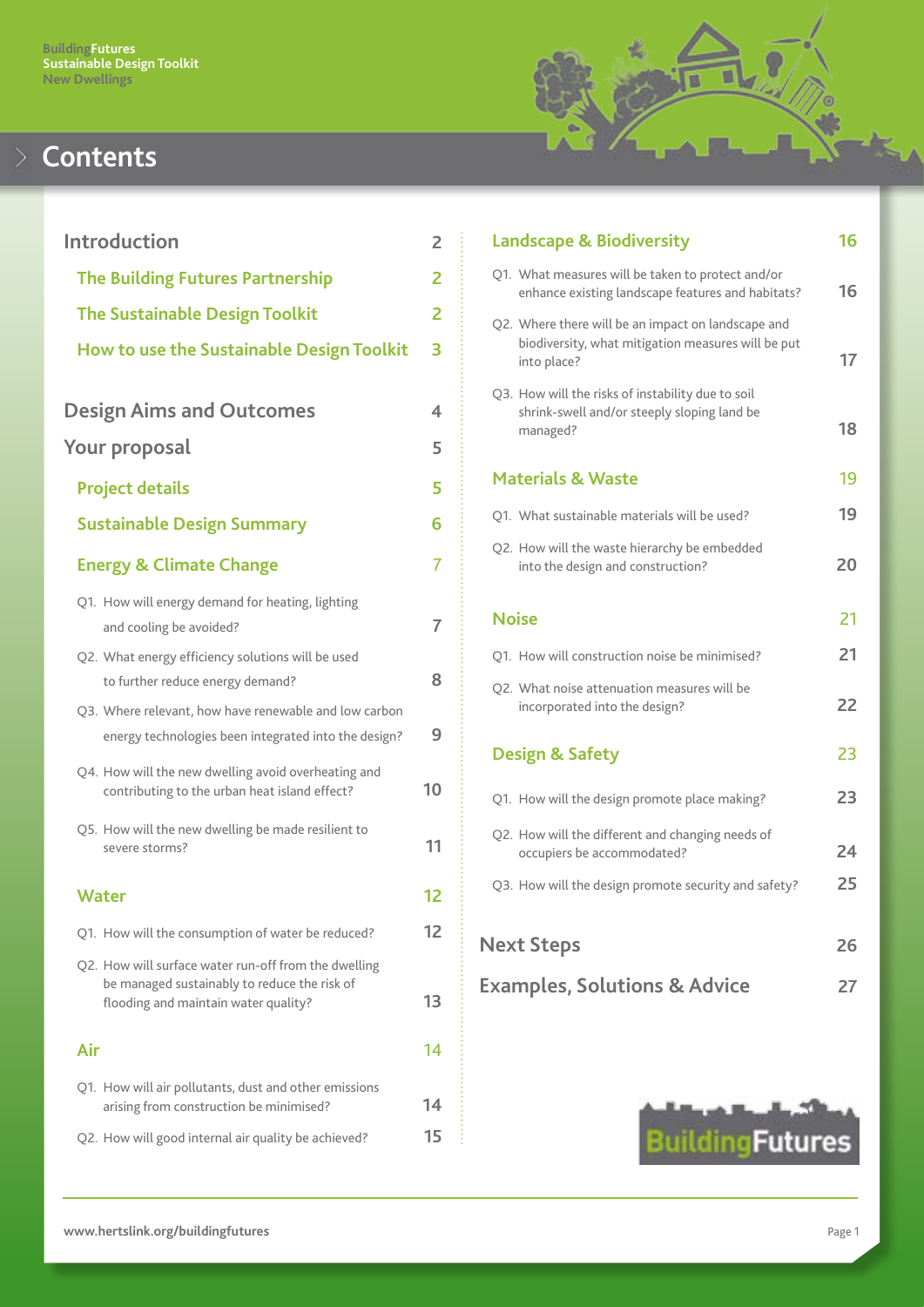# Contents

| | |
|---|---|
| **Introduction** | **2** |
| The Building Futures Partnership | 2 |
| The Sustainable Design Toolkit | 2 |
| How to use the Sustainable Design Toolkit | 3 |
| **Design Aims and Outcomes** | **4** |
| **Your proposal** | **5** |
| Project details | 5 |
| Sustainable Design Summary | 6 |
| **Energy & Climate Change** | **7** |
| Q1. How will energy demand for heating, lighting and cooling be avoided? | 7 |
| Q2. What energy efficiency solutions will be used to further reduce energy demand? | 8 |
| Q3. Where relevant, how have renewable and low carbon energy technologies been integrated into the design? | 9 |
| Q4. How will the new dwelling avoid overheating and contributing to the urban heat island effect? | 10 |
| Q5. How will the new dwelling be made resilient to severe storms? | 11 |
| **Water** | **12** |
| Q1. How will the consumption of water be reduced? | 12 |
| Q2. How will surface water run-off from the dwelling be managed sustainably to reduce the risk of flooding and maintain water quality? | 13 |
| **Air** | **14** |
| Q1. How will air pollutants, dust and other emissions arising from construction be minimised? | 14 |
| Q2. How will good internal air quality be achieved? | 15 |
| **Landscape & Biodiversity** | **16** |
| Q1. What measures will be taken to protect and/or enhance existing landscape features and habitats? | 16 |
| Q2. Where there will be an impact on landscape and biodiversity, what mitigation measures will be put into place? | 17 |
| Q3. How will the risks of instability due to soil shrink-swell and/or steeply sloping land be managed? | 18 |
| **Materials & Waste** | **19** |
| Q1. What sustainable materials will be used? | 19 |
| Q2. How will the waste hierarchy be embedded into the design and construction? | 20 |
| **Noise** | **21** |
| Q1. How will construction noise be minimised? | 21 |
| Q2. What noise attenuation measures will be incorporated into the design? | 22 |
| **Design & Safety** | **23** |
| Q1. How will the design promote place making? | 23 |
| Q2. How will the different and changing needs of occupiers be accommodated? | 24 |
| Q3. How will the design promote security and safety? | 25 |
| **Next Steps** | **26** |
| **Examples, Solutions & Advice** | **27** |

www.hertslink.org/buildingfutures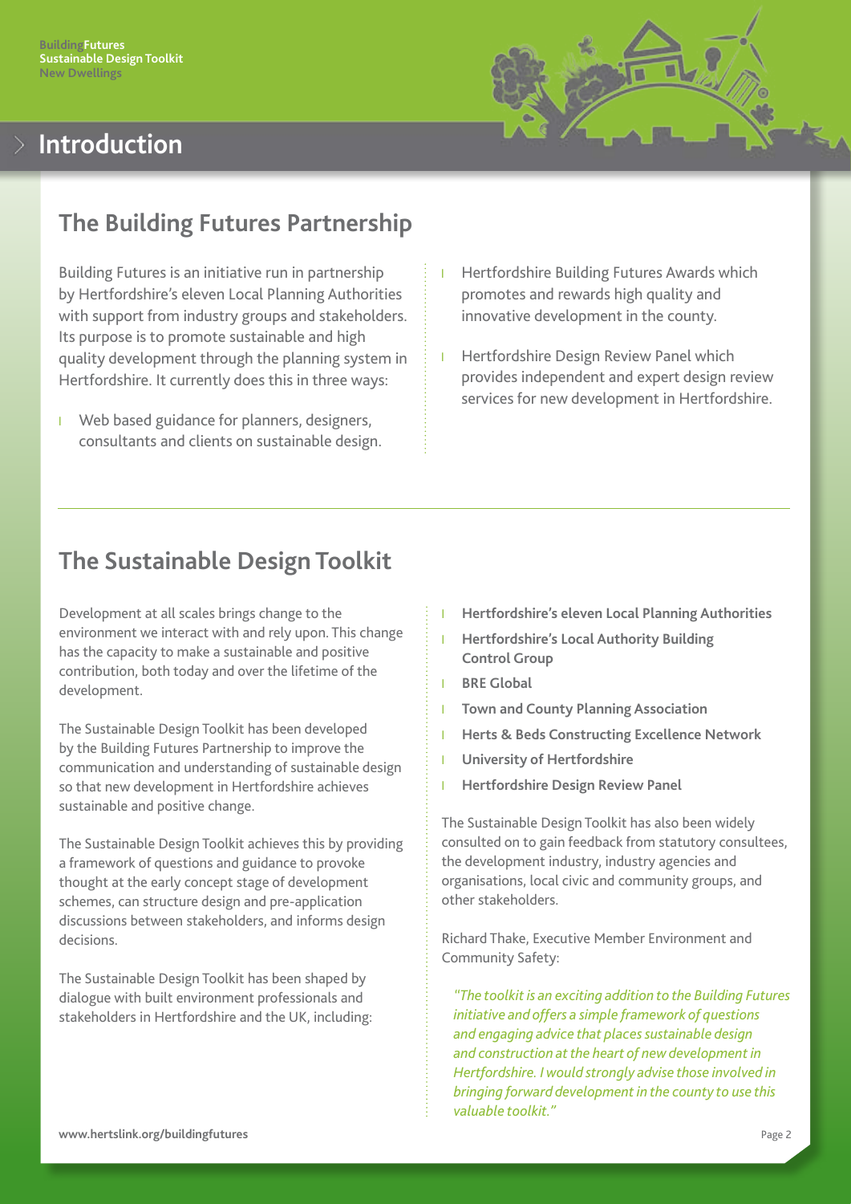# Introduction

## The Building Futures Partnership

Building Futures is an initiative run in partnership by Hertfordshire's eleven Local Planning Authorities with support from industry groups and stakeholders. Its purpose is to promote sustainable and high quality development through the planning system in Hertfordshire. It currently does this in three ways:

- Web based guidance for planners, designers, consultants and clients on sustainable design.
- Hertfordshire Building Futures Awards which promotes and rewards high quality and innovative development in the county.
- Hertfordshire Design Review Panel which provides independent and expert design review services for new development in Hertfordshire.

## The Sustainable Design Toolkit

Development at all scales brings change to the environment we interact with and rely upon. This change has the capacity to make a sustainable and positive contribution, both today and over the lifetime of the development.

The Sustainable Design Toolkit has been developed by the Building Futures Partnership to improve the communication and understanding of sustainable design so that new development in Hertfordshire achieves sustainable and positive change.

The Sustainable Design Toolkit achieves this by providing a framework of questions and guidance to provoke thought at the early concept stage of development schemes, can structure design and pre-application discussions between stakeholders, and informs design decisions.

The Sustainable Design Toolkit has been shaped by dialogue with built environment professionals and stakeholders in Hertfordshire and the UK, including:

- **Hertfordshire's eleven Local Planning Authorities**
- **Hertfordshire's Local Authority Building Control Group**
- **BRE Global**
- **Town and County Planning Association**
- **Herts & Beds Constructing Excellence Network**
- **University of Hertfordshire**
- **Hertfordshire Design Review Panel**

The Sustainable Design Toolkit has also been widely consulted on to gain feedback from statutory consultees, the development industry, industry agencies and organisations, local civic and community groups, and other stakeholders.

Richard Thake, Executive Member Environment and Community Safety:

*"The toolkit is an exciting addition to the Building Futures initiative and offers a simple framework of questions and engaging advice that places sustainable design and construction at the heart of new development in Hertfordshire. I would strongly advise those involved in bringing forward development in the county to use this valuable toolkit."*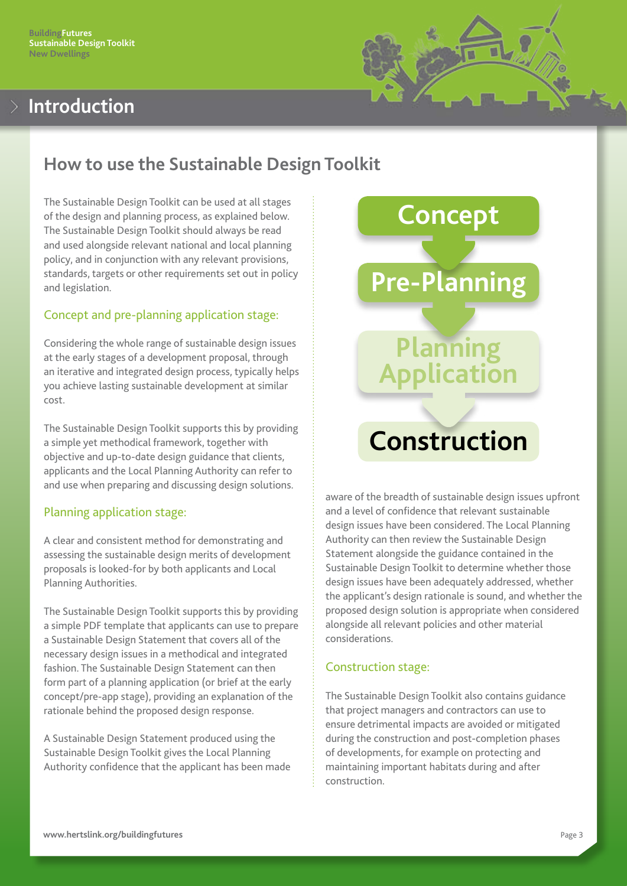# Introduction

## How to use the Sustainable Design Toolkit

The Sustainable Design Toolkit can be used at all stages of the design and planning process, as explained below. The Sustainable Design Toolkit should always be read and used alongside relevant national and local planning policy, and in conjunction with any relevant provisions, standards, targets or other requirements set out in policy and legislation.

### Concept and pre-planning application stage:

Considering the whole range of sustainable design issues at the early stages of a development proposal, through an iterative and integrated design process, typically helps you achieve lasting sustainable development at similar cost.

The Sustainable Design Toolkit supports this by providing a simple yet methodical framework, together with objective and up-to-date design guidance that clients, applicants and the Local Planning Authority can refer to and use when preparing and discussing design solutions.

### Planning application stage:

A clear and consistent method for demonstrating and assessing the sustainable design merits of development proposals is looked-for by both applicants and Local Planning Authorities.

The Sustainable Design Toolkit supports this by providing a simple PDF template that applicants can use to prepare a Sustainable Design Statement that covers all of the necessary design issues in a methodical and integrated fashion. The Sustainable Design Statement can then form part of a planning application (or brief at the early concept/pre-app stage), providing an explanation of the rationale behind the proposed design response.

A Sustainable Design Statement produced using the Sustainable Design Toolkit gives the Local Planning Authority confidence that the applicant has been made aware of the breadth of sustainable design issues upfront and a level of confidence that relevant sustainable design issues have been considered. The Local Planning Authority can then review the Sustainable Design Statement alongside the guidance contained in the Sustainable Design Toolkit to determine whether those design issues have been adequately addressed, whether the applicant's design rationale is sound, and whether the proposed design solution is appropriate when considered alongside all relevant policies and other material considerations.

Concept → Pre-Planning → Planning Application → Construction

### Construction stage:

The Sustainable Design Toolkit also contains guidance that project managers and contractors can use to ensure detrimental impacts are avoided or mitigated during the construction and post-completion phases of developments, for example on protecting and maintaining important habitats during and after construction.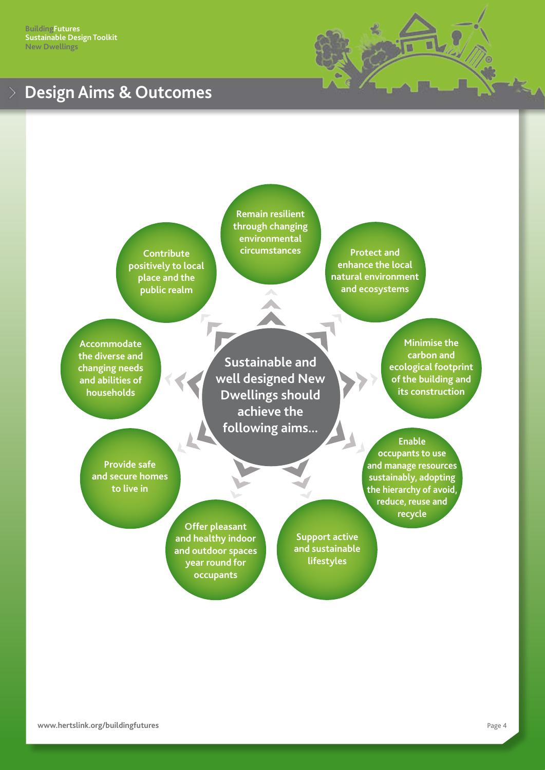# Design Aims & Outcomes

**Sustainable and well designed New Dwellings should achieve the following aims...**

- Remain resilient through changing environmental circumstances
- Protect and enhance the local natural environment and ecosystems
- Minimise the carbon and ecological footprint of the building and its construction
- Enable occupants to use and manage resources sustainably, adopting the hierarchy of avoid, reduce, reuse and recycle
- Support active and sustainable lifestyles
- Offer pleasant and healthy indoor and outdoor spaces year round for occupants
- Provide safe and secure homes to live in
- Accommodate the diverse and changing needs and abilities of households
- Contribute positively to local place and the public realm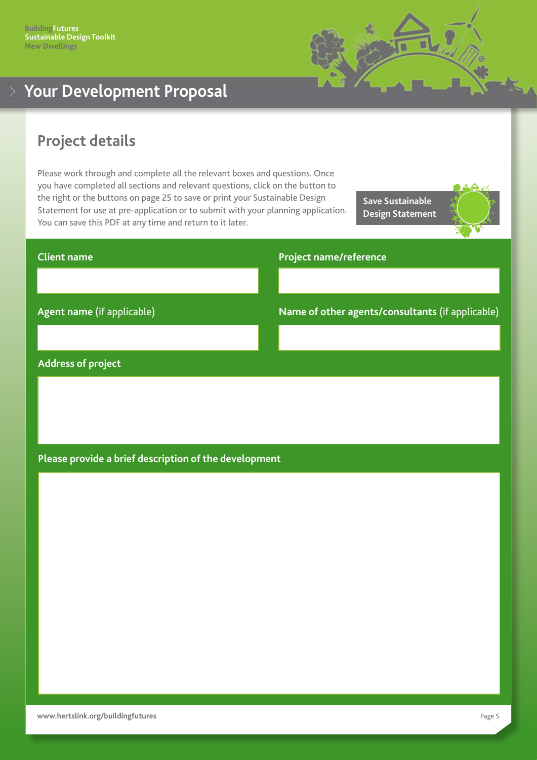# Your Development Proposal

## Project details

Please work through and complete all the relevant boxes and questions. Once you have completed all sections and relevant questions, click on the button to the right or the buttons on page 25 to save or print your Sustainable Design Statement for use at pre-application or to submit with your planning application. You can save this PDF at any time and return to it later.

**Save Sustainable Design Statement**

**Client name**

**Project name/reference**

**Agent name** (if applicable)

**Name of other agents/consultants** (if applicable)

**Address of project**

**Please provide a brief description of the development**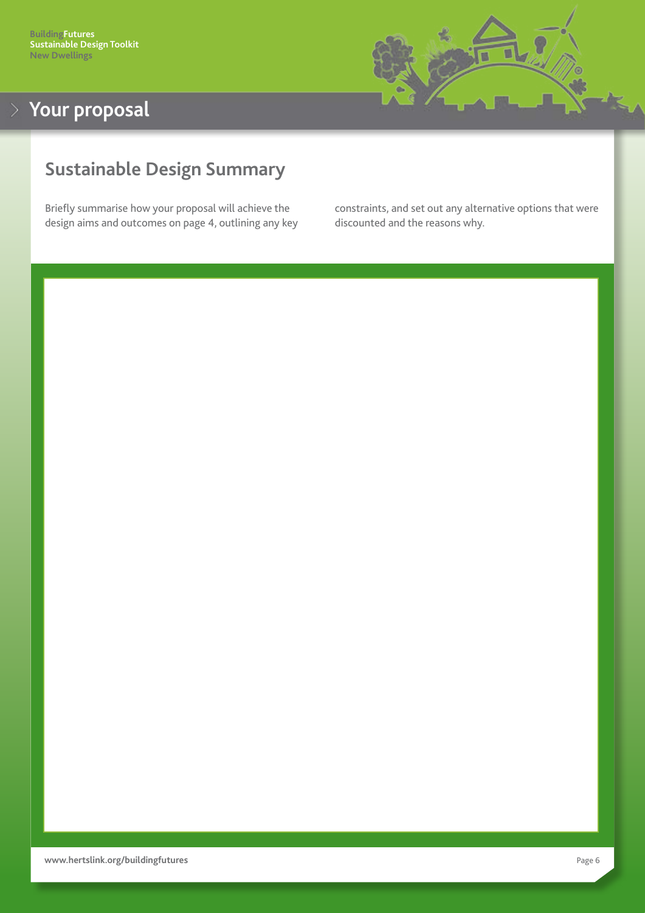# Your proposal

## Sustainable Design Summary

Briefly summarise how your proposal will achieve the design aims and outcomes on page 4, outlining any key constraints, and set out any alternative options that were discounted and the reasons why.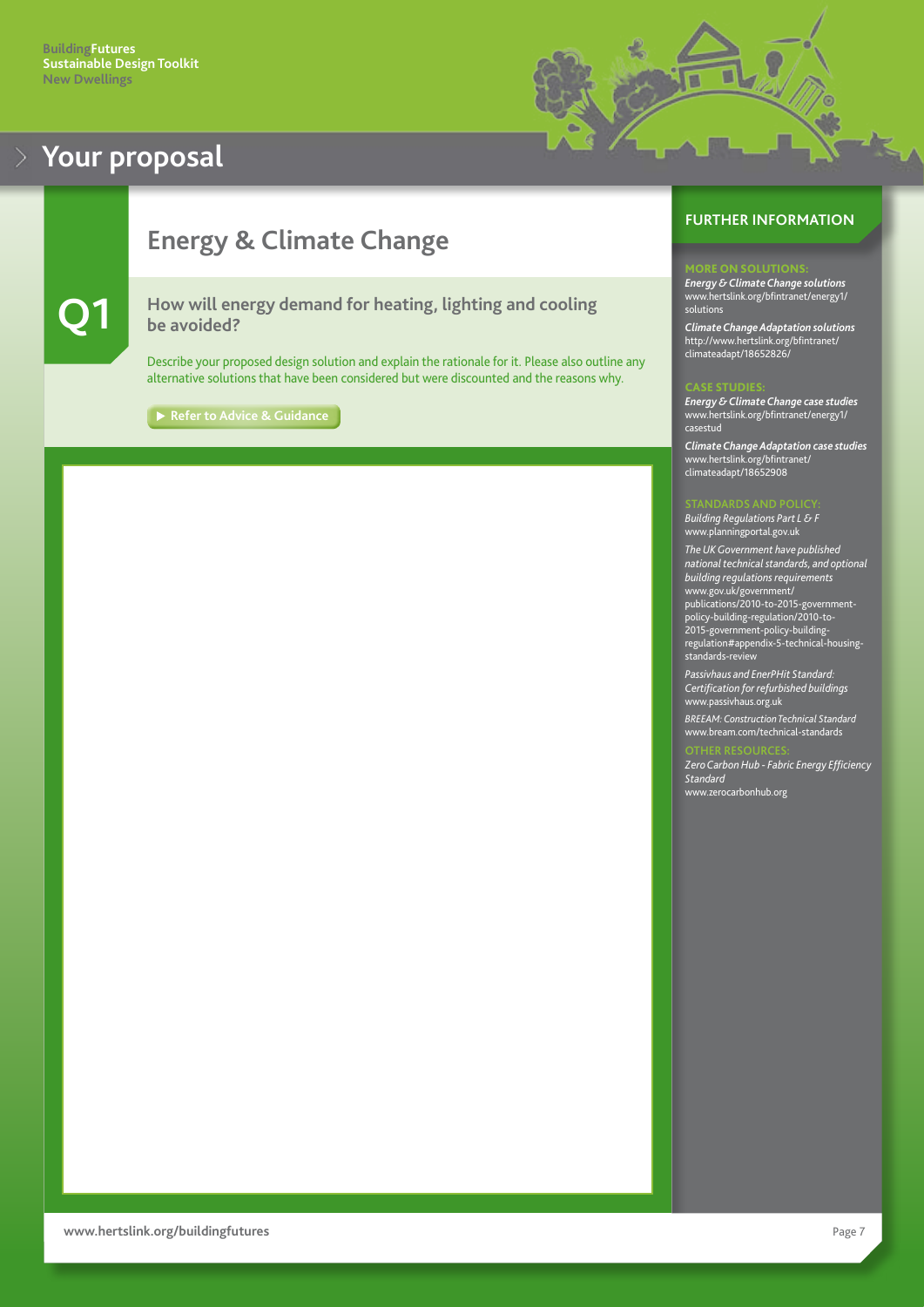# Your proposal

## Energy & Climate Change

**Q1**

### How will energy demand for heating, lighting and cooling be avoided?

Describe your proposed design solution and explain the rationale for it. Please also outline any alternative solutions that have been considered but were discounted and the reasons why.

▶ Refer to Advice & Guidance

## FURTHER INFORMATION

**MORE ON SOLUTIONS:**

***Energy & Climate Change solutions***
www.hertslink.org/bfintranet/energy1/solutions

***Climate Change Adaptation solutions***
http://www.hertslink.org/bfintranet/climateadapt/18652826/

**CASE STUDIES:**

***Energy & Climate Change case studies***
www.hertslink.org/bfintranet/energy1/casestud

***Climate Change Adaptation case studies***
www.hertslink.org/bfintranet/climateadapt/18652908

**STANDARDS AND POLICY:**

*Building Regulations Part L & F*
www.planningportal.gov.uk

*The UK Government have published national technical standards, and optional building regulations requirements*
www.gov.uk/government/publications/2010-to-2015-government-policy-building-regulation/2010-to-2015-government-policy-building-regulation#appendix-5-technical-housing-standards-review

*Passivhaus and EnerPHit Standard: Certification for refurbished buildings*
www.passivhaus.org.uk

*BREEAM: Construction Technical Standard*
www.bream.com/technical-standards

**OTHER RESOURCES:**

*Zero Carbon Hub - Fabric Energy Efficiency Standard*
www.zerocarbonhub.org

www.hertslink.org/buildingfutures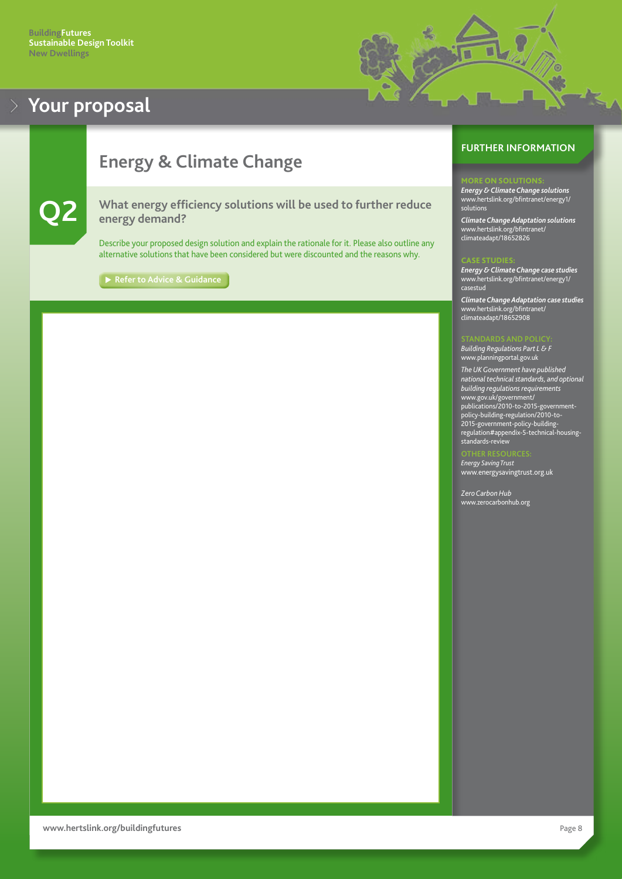Building Futures
Sustainable Design Toolkit
New Dwellings

# Your proposal

## Energy & Climate Change

**Q2**

### What energy efficiency solutions will be used to further reduce energy demand?

Describe your proposed design solution and explain the rationale for it. Please also outline any alternative solutions that have been considered but were discounted and the reasons why.

▶ Refer to Advice & Guidance

## FURTHER INFORMATION

**MORE ON SOLUTIONS:**

***Energy & Climate Change solutions***
www.hertslink.org/bfintranet/energy1/solutions

***Climate Change Adaptation solutions***
www.hertslink.org/bfintranet/climateadapt/18652826

**CASE STUDIES:**

***Energy & Climate Change case studies***
www.hertslink.org/bfintranet/energy1/casestud

***Climate Change Adaptation case studies***
www.hertslink.org/bfintranet/climateadapt/18652908

**STANDARDS AND POLICY:**

*Building Regulations Part L & F*
www.planningportal.gov.uk

*The UK Government have published national technical standards, and optional building regulations requirements*
www.gov.uk/government/publications/2010-to-2015-government-policy-building-regulation/2010-to-2015-government-policy-building-regulation#appendix-5-technical-housing-standards-review

**OTHER RESOURCES:**

*Energy Saving Trust*
www.energysavingtrust.org.uk

*Zero Carbon Hub*
www.zerocarbonhub.org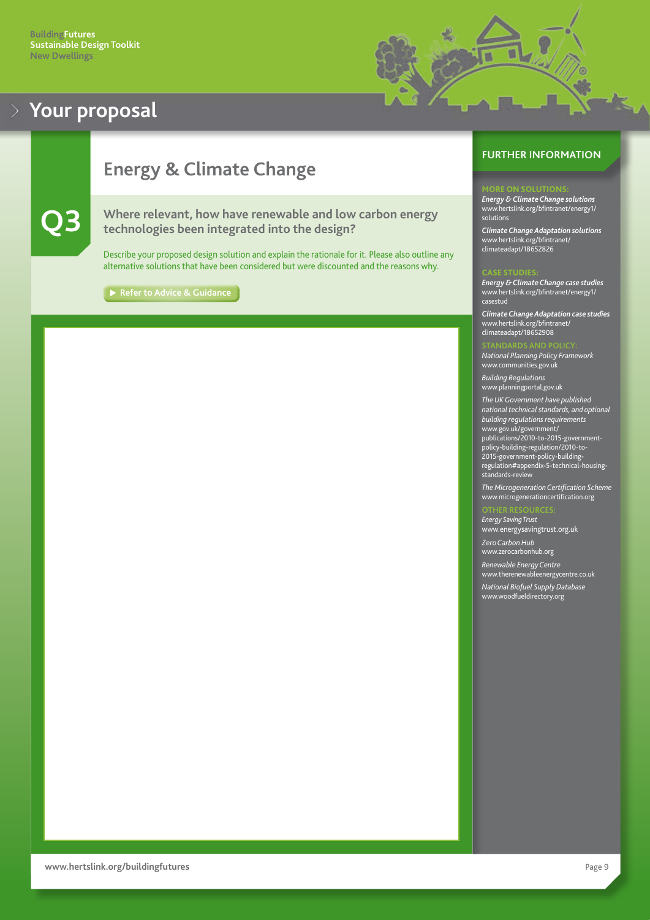# Your proposal

## Energy & Climate Change

### Q3

**Where relevant, how have renewable and low carbon energy technologies been integrated into the design?**

Describe your proposed design solution and explain the rationale for it. Please also outline any alternative solutions that have been considered but were discounted and the reasons why.

▶ Refer to Advice & Guidance

## FURTHER INFORMATION

**MORE ON SOLUTIONS:**

***Energy & Climate Change solutions***
www.hertslink.org/bfintranet/energy1/solutions

***Climate Change Adaptation solutions***
www.hertslink.org/bfintranet/climateadapt/18652826

**CASE STUDIES:**

***Energy & Climate Change case studies***
www.hertslink.org/bfintranet/energy1/casestud

***Climate Change Adaptation case studies***
www.hertslink.org/bfintranet/climateadapt/18652908

**STANDARDS AND POLICY:**

*National Planning Policy Framework*
www.communities.gov.uk

*Building Regulations*
www.planningportal.gov.uk

*The UK Government have published national technical standards, and optional building regulations requirements*
www.gov.uk/government/publications/2010-to-2015-government-policy-building-regulation/2010-to-2015-government-policy-building-regulation#appendix-5-technical-housing-standards-review

*The Microgeneration Certification Scheme*
www.microgenerationcertification.org

**OTHER RESOURCES:**

*Energy Saving Trust*
www.energysavingtrust.org.uk

*Zero Carbon Hub*
www.zerocarbonhub.org

*Renewable Energy Centre*
www.therenewableenergycentre.co.uk

*National Biofuel Supply Database*
www.woodfueldirectory.org

www.hertslink.org/buildingfutures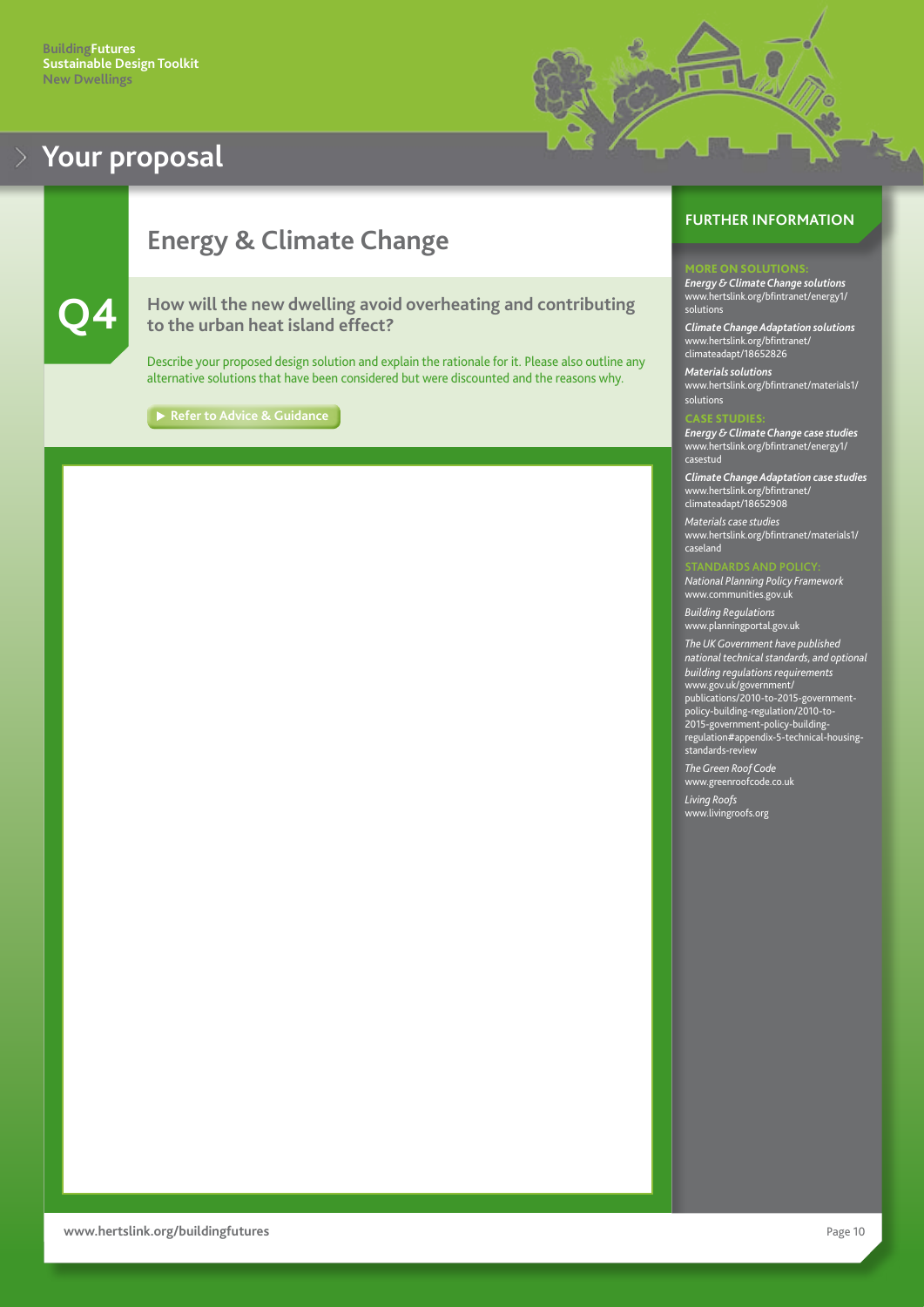# Your proposal

## Energy & Climate Change

### Q4

**How will the new dwelling avoid overheating and contributing to the urban heat island effect?**

Describe your proposed design solution and explain the rationale for it. Please also outline any alternative solutions that have been considered but were discounted and the reasons why.

▶ Refer to Advice & Guidance

## FURTHER INFORMATION

**MORE ON SOLUTIONS:**

***Energy & Climate Change solutions***
www.hertslink.org/bfintranet/energy1/solutions

***Climate Change Adaptation solutions***
www.hertslink.org/bfintranet/climateadapt/18652826

***Materials solutions***
www.hertslink.org/bfintranet/materials1/solutions

**CASE STUDIES:**

***Energy & Climate Change case studies***
www.hertslink.org/bfintranet/energy1/casestud

***Climate Change Adaptation case studies***
www.hertslink.org/bfintranet/climateadapt/18652908

*Materials case studies*
www.hertslink.org/bfintranet/materials1/caseland

**STANDARDS AND POLICY:**

*National Planning Policy Framework*
www.communities.gov.uk

*Building Regulations*
www.planningportal.gov.uk

*The UK Government have published national technical standards, and optional building regulations requirements*
www.gov.uk/government/publications/2010-to-2015-government-policy-building-regulation/2010-to-2015-government-policy-building-regulation#appendix-5-technical-housing-standards-review

*The Green Roof Code*
www.greenroofcode.co.uk

*Living Roofs*
www.livingroofs.org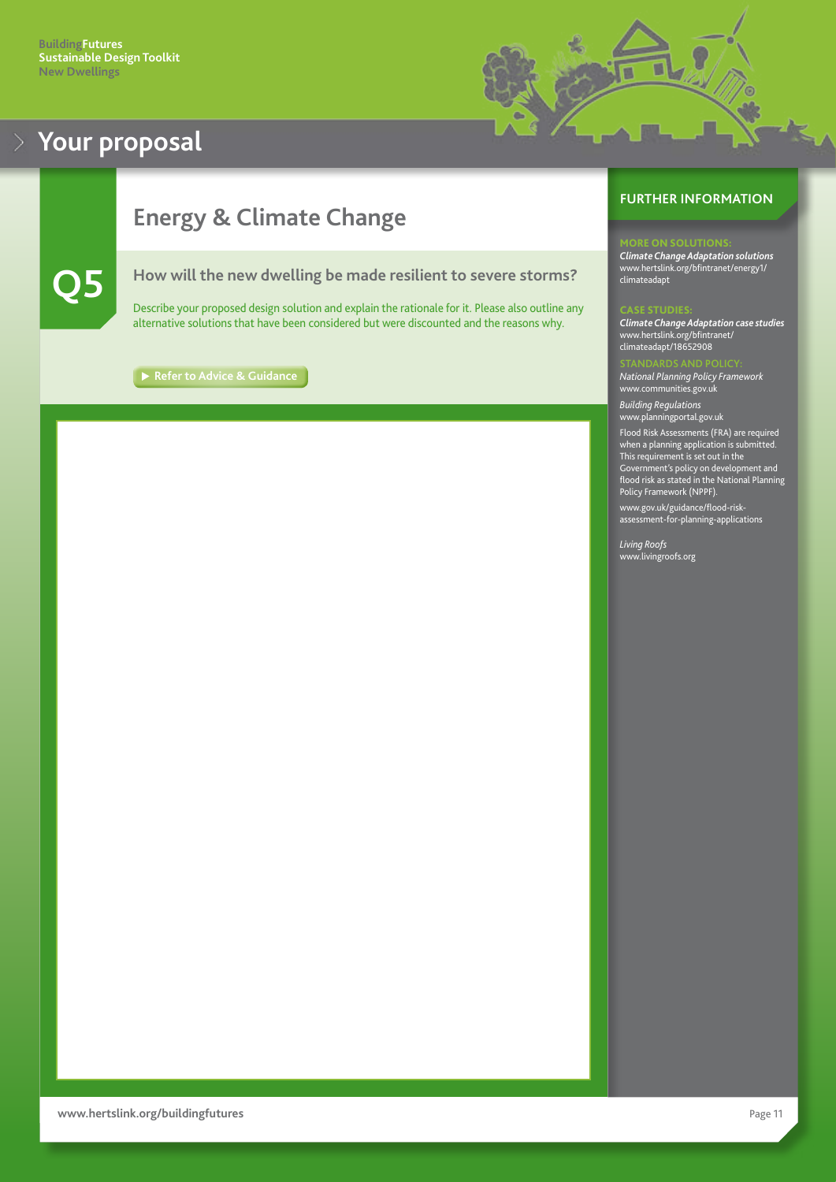# Your proposal

## Energy & Climate Change

### Q5

**How will the new dwelling be made resilient to severe storms?**

Describe your proposed design solution and explain the rationale for it. Please also outline any alternative solutions that have been considered but were discounted and the reasons why.

▶ Refer to Advice & Guidance

## FURTHER INFORMATION

**MORE ON SOLUTIONS:**

***Climate Change Adaptation solutions***
www.hertslink.org/bfintranet/energy1/climateadapt

**CASE STUDIES:**

***Climate Change Adaptation case studies***
www.hertslink.org/bfintranet/climateadapt/18652908

**STANDARDS AND POLICY:**

*National Planning Policy Framework*
www.communities.gov.uk

*Building Regulations*
www.planningportal.gov.uk

Flood Risk Assessments (FRA) are required when a planning application is submitted. This requirement is set out in the Government's policy on development and flood risk as stated in the National Planning Policy Framework (NPPF).

www.gov.uk/guidance/flood-risk-assessment-for-planning-applications

*Living Roofs*
www.livingroofs.org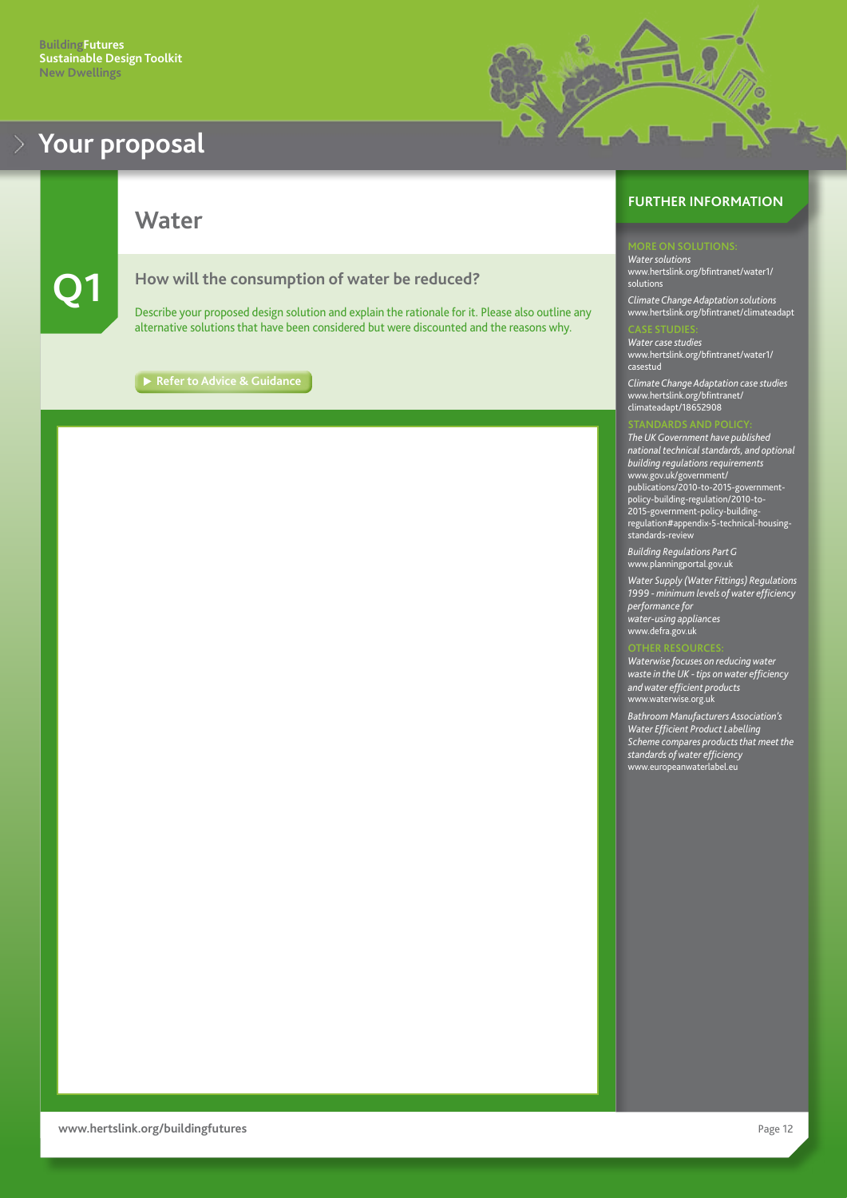# Your proposal

## Water

### Q1

**How will the consumption of water be reduced?**

Describe your proposed design solution and explain the rationale for it. Please also outline any alternative solutions that have been considered but were discounted and the reasons why.

▶ Refer to Advice & Guidance

## FURTHER INFORMATION

**MORE ON SOLUTIONS:**

*Water solutions*
www.hertslink.org/bfintranet/water1/solutions

*Climate Change Adaptation solutions*
www.hertslink.org/bfintranet/climateadapt

**CASE STUDIES:**

*Water case studies*
www.hertslink.org/bfintranet/water1/casestud

*Climate Change Adaptation case studies*
www.hertslink.org/bfintranet/climateadapt/18652908

**STANDARDS AND POLICY:**

*The UK Government have published national technical standards, and optional building regulations requirements*
www.gov.uk/government/publications/2010-to-2015-government-policy-building-regulation/2010-to-2015-government-policy-building-regulation#appendix-5-technical-housing-standards-review

*Building Regulations Part G*
www.planningportal.gov.uk

*Water Supply (Water Fittings) Regulations 1999 - minimum levels of water efficiency performance for water-using appliances*
www.defra.gov.uk

**OTHER RESOURCES:**

*Waterwise focuses on reducing water waste in the UK - tips on water efficiency and water efficient products*
www.waterwise.org.uk

*Bathroom Manufacturers Association's Water Efficient Product Labelling Scheme compares products that meet the standards of water efficiency*
www.europeanwaterlabel.eu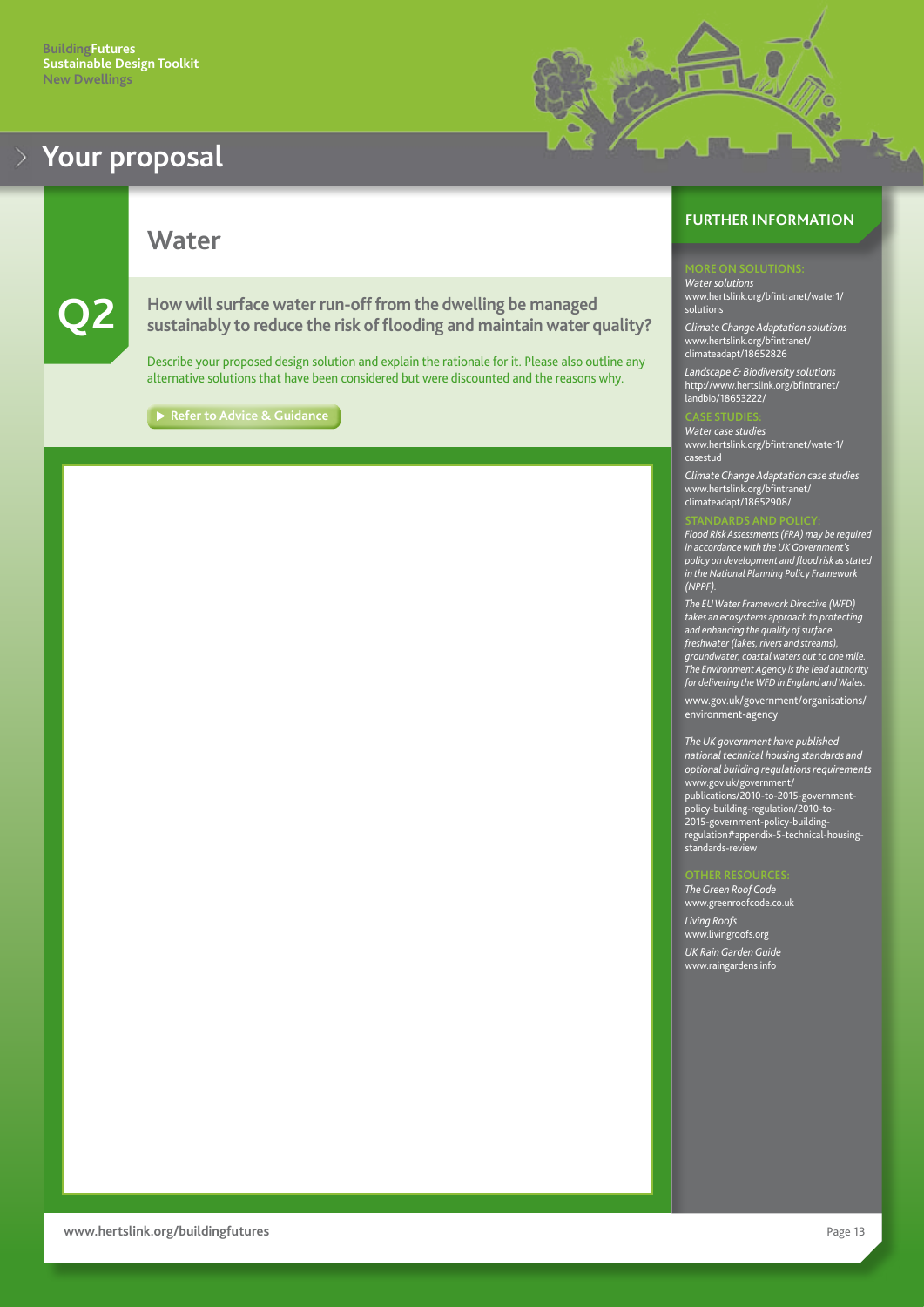# Your proposal

## Water

### Q2

**How will surface water run-off from the dwelling be managed sustainably to reduce the risk of flooding and maintain water quality?**

Describe your proposed design solution and explain the rationale for it. Please also outline any alternative solutions that have been considered but were discounted and the reasons why.

▶ Refer to Advice & Guidance

## FURTHER INFORMATION

**MORE ON SOLUTIONS:**

*Water solutions*
www.hertslink.org/bfintranet/water1/solutions

*Climate Change Adaptation solutions*
www.hertslink.org/bfintranet/climateadapt/18652826

*Landscape & Biodiversity solutions*
http://www.hertslink.org/bfintranet/landbio/18653222/

**CASE STUDIES:**

*Water case studies*
www.hertslink.org/bfintranet/water1/casestud

*Climate Change Adaptation case studies*
www.hertslink.org/bfintranet/climateadapt/18652908/

**STANDARDS AND POLICY:**

*Flood Risk Assessments (FRA) may be required in accordance with the UK Government's policy on development and flood risk as stated in the National Planning Policy Framework (NPPF).*

*The EU Water Framework Directive (WFD) takes an ecosystems approach to protecting and enhancing the quality of surface freshwater (lakes, rivers and streams), groundwater, coastal waters out to one mile. The Environment Agency is the lead authority for delivering the WFD in England and Wales.*

www.gov.uk/government/organisations/environment-agency

*The UK government have published national technical housing standards and optional building regulations requirements*
www.gov.uk/government/publications/2010-to-2015-government-policy-building-regulation/2010-to-2015-government-policy-building-regulation#appendix-5-technical-housing-standards-review

**OTHER RESOURCES:**

*The Green Roof Code*
www.greenroofcode.co.uk

*Living Roofs*
www.livingroofs.org

*UK Rain Garden Guide*
www.raingardens.info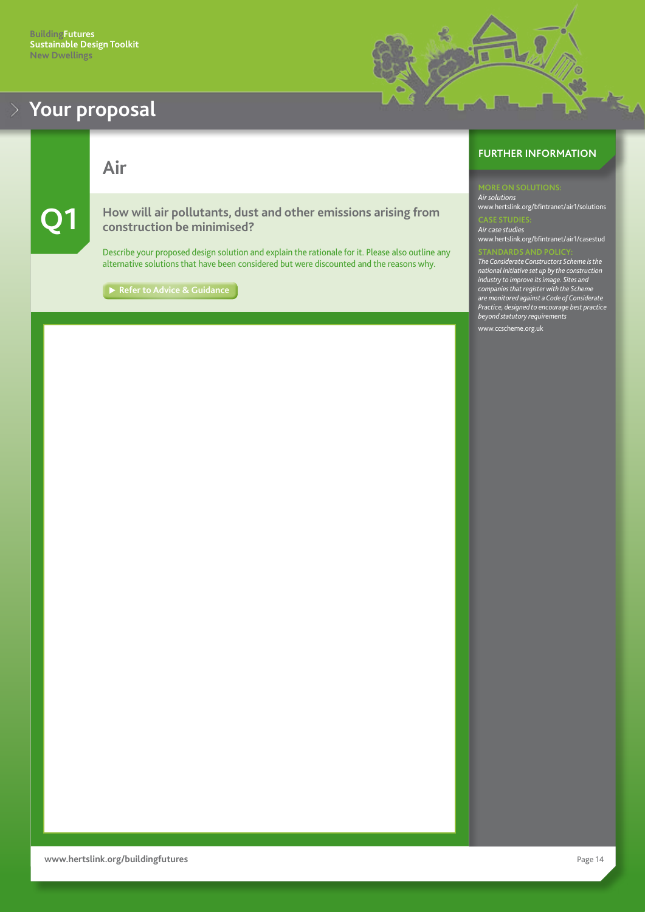# Your proposal

## Air

### Q1

**How will air pollutants, dust and other emissions arising from construction be minimised?**

Describe your proposed design solution and explain the rationale for it. Please also outline any alternative solutions that have been considered but were discounted and the reasons why.

▶ Refer to Advice & Guidance

## FURTHER INFORMATION

**MORE ON SOLUTIONS:**
*Air solutions*
www.hertslink.org/bfintranet/air1/solutions

**CASE STUDIES:**
*Air case studies*
www.hertslink.org/bfintranet/air1/casestud

**STANDARDS AND POLICY:**
*The Considerate Constructors Scheme is the national initiative set up by the construction industry to improve its image. Sites and companies that register with the Scheme are monitored against a Code of Considerate Practice, designed to encourage best practice beyond statutory requirements*

www.ccscheme.org.uk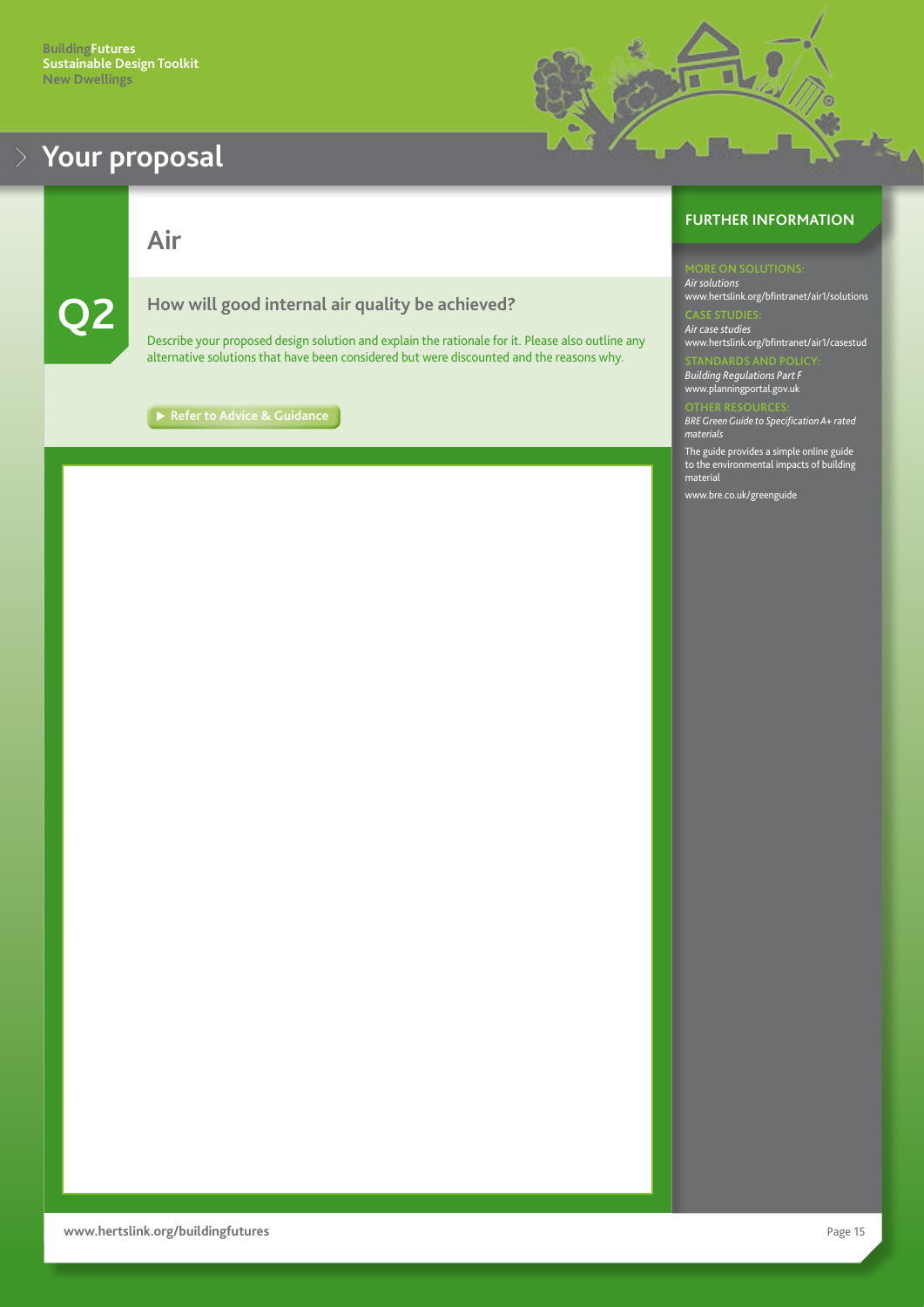# Your proposal

## Air

### Q2

### How will good internal air quality be achieved?

Describe your proposed design solution and explain the rationale for it. Please also outline any alternative solutions that have been considered but were discounted and the reasons why.

▶ Refer to Advice & Guidance

## FURTHER INFORMATION

**MORE ON SOLUTIONS:**
*Air solutions*
www.hertslink.org/bfintranet/air1/solutions

**CASE STUDIES:**
*Air case studies*
www.hertslink.org/bfintranet/air1/casestud

**STANDARDS AND POLICY:**
*Building Regulations Part F*
www.planningportal.gov.uk

**OTHER RESOURCES:**
*BRE Green Guide to Specification A+ rated materials*

The guide provides a simple online guide to the environmental impacts of building material

www.bre.co.uk/greenguide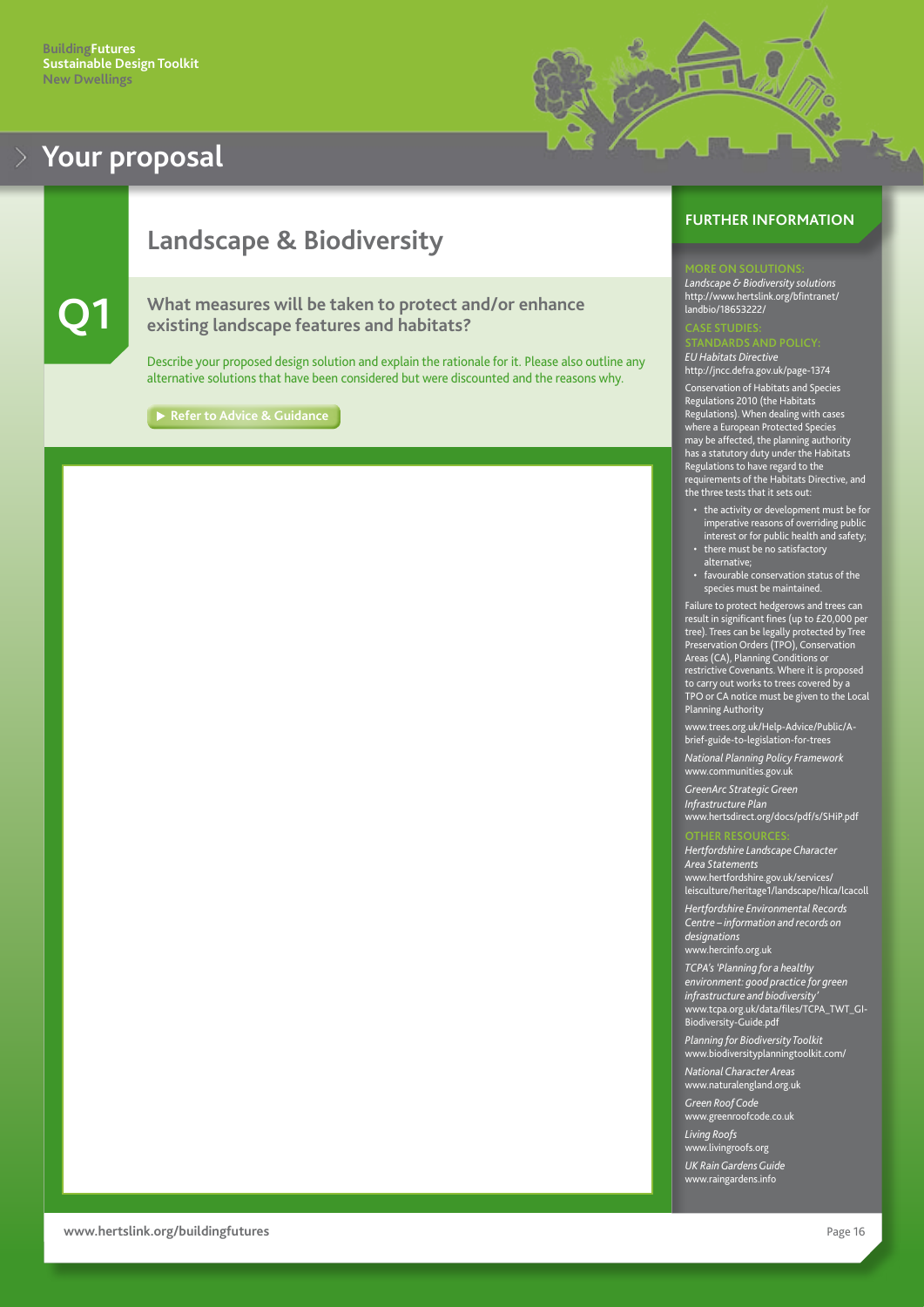# Your proposal

## Landscape & Biodiversity

**Q1**

### What measures will be taken to protect and/or enhance existing landscape features and habitats?

Describe your proposed design solution and explain the rationale for it. Please also outline any alternative solutions that have been considered but were discounted and the reasons why.

▶ Refer to Advice & Guidance

## FURTHER INFORMATION

**MORE ON SOLUTIONS:**

*Landscape & Biodiversity solutions*
http://www.hertslink.org/bfintranet/landbio/18653222/

**CASE STUDIES:**

**STANDARDS AND POLICY:**

*EU Habitats Directive*
http://jncc.defra.gov.uk/page-1374

Conservation of Habitats and Species Regulations 2010 (the Habitats Regulations). When dealing with cases where a European Protected Species may be affected, the planning authority has a statutory duty under the Habitats Regulations to have regard to the requirements of the Habitats Directive, and the three tests that it sets out:

- the activity or development must be for imperative reasons of overriding public interest or for public health and safety;
- there must be no satisfactory alternative;
- favourable conservation status of the species must be maintained.

Failure to protect hedgerows and trees can result in significant fines (up to £20,000 per tree). Trees can be legally protected by Tree Preservation Orders (TPO), Conservation Areas (CA), Planning Conditions or restrictive Covenants. Where it is proposed to carry out works to trees covered by a TPO or CA notice must be given to the Local Planning Authority

www.trees.org.uk/Help-Advice/Public/A-brief-guide-to-legislation-for-trees

*National Planning Policy Framework*
www.communities.gov.uk

*GreenArc Strategic Green Infrastructure Plan*
www.hertsdirect.org/docs/pdf/s/SHiP.pdf

**OTHER RESOURCES:**

*Hertfordshire Landscape Character Area Statements*
www.hertfordshire.gov.uk/services/leisculture/heritage1/landscape/hlca/lcacoll

*Hertfordshire Environmental Records Centre – information and records on designations*
www.hercinfo.org.uk

*TCPA's 'Planning for a healthy environment: good practice for green infrastructure and biodiversity'*
www.tcpa.org.uk/data/files/TCPA_TWT_GI-Biodiversity-Guide.pdf

*Planning for Biodiversity Toolkit*
www.biodiversityplanningtoolkit.com/

*National Character Areas*
www.naturalengland.org.uk

*Green Roof Code*
www.greenroofcode.co.uk

*Living Roofs*
www.livingroofs.org

*UK Rain Gardens Guide*
www.raingardens.info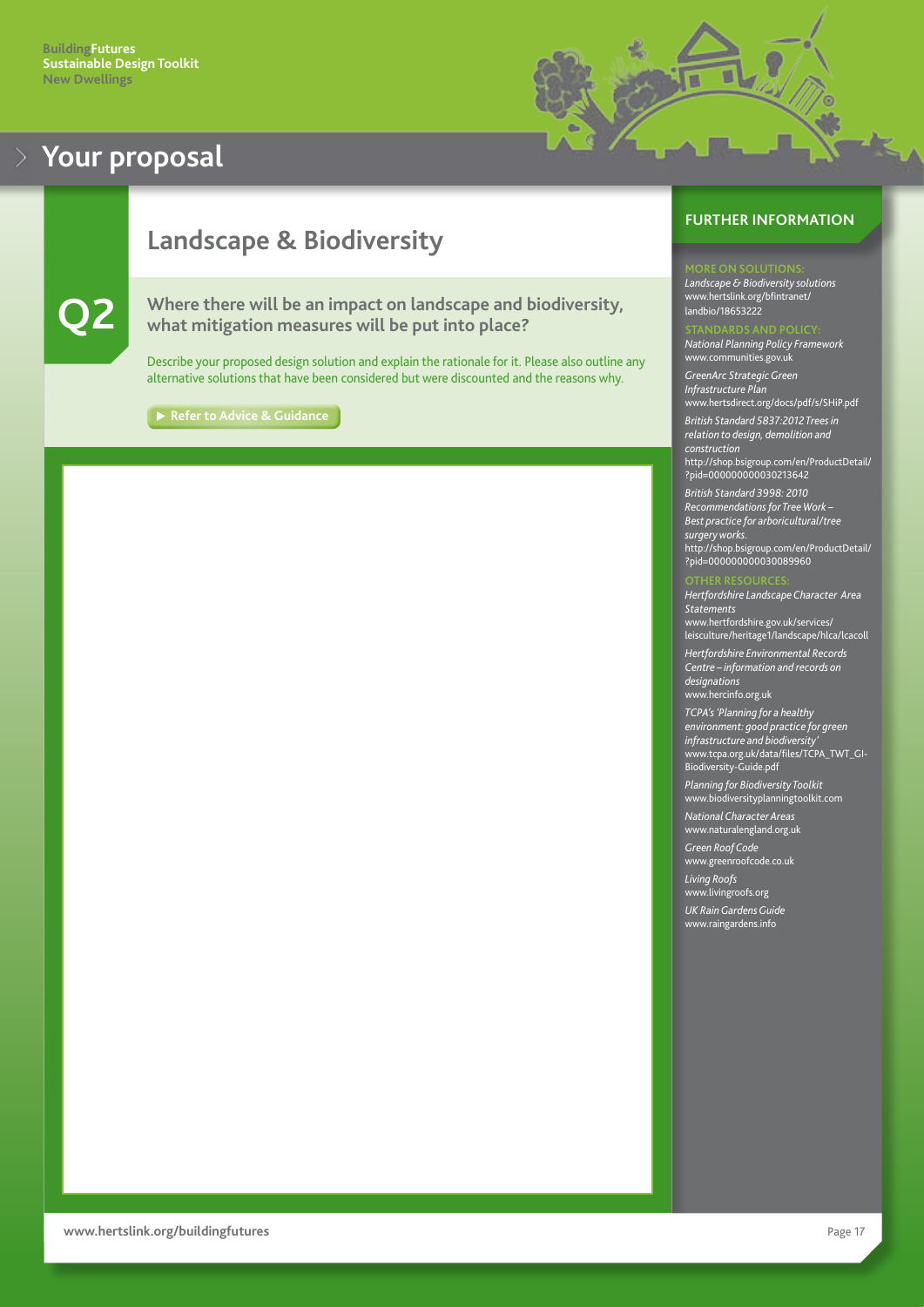# Your proposal

## Landscape & Biodiversity

**Q2**

### Where there will be an impact on landscape and biodiversity, what mitigation measures will be put into place?

Describe your proposed design solution and explain the rationale for it. Please also outline any alternative solutions that have been considered but were discounted and the reasons why.

▶ Refer to Advice & Guidance

## FURTHER INFORMATION

**MORE ON SOLUTIONS:**

*Landscape & Biodiversity solutions*
www.hertslink.org/bfintranet/landbio/18653222

**STANDARDS AND POLICY:**

*National Planning Policy Framework*
www.communities.gov.uk

*GreenArc Strategic Green Infrastructure Plan*
www.hertsdirect.org/docs/pdf/s/SHiP.pdf

*British Standard 5837:2012 Trees in relation to design, demolition and construction*
http://shop.bsigroup.com/en/ProductDetail/?pid=000000000030213642

*British Standard 3998: 2010 Recommendations for Tree Work – Best practice for arboricultural/tree surgery works.*
http://shop.bsigroup.com/en/ProductDetail/?pid=000000000030089960

**OTHER RESOURCES:**

*Hertfordshire Landscape Character Area Statements*
www.hertfordshire.gov.uk/services/leisculture/heritage1/landscape/hlca/lcacoll

*Hertfordshire Environmental Records Centre – information and records on designations*
www.hercinfo.org.uk

*TCPA's 'Planning for a healthy environment: good practice for green infrastructure and biodiversity'*
www.tcpa.org.uk/data/files/TCPA_TWT_GI-Biodiversity-Guide.pdf

*Planning for Biodiversity Toolkit*
www.biodiversityplanningtoolkit.com

*National Character Areas*
www.naturalengland.org.uk

*Green Roof Code*
www.greenroofcode.co.uk

*Living Roofs*
www.livingroofs.org

*UK Rain Gardens Guide*
www.raingardens.info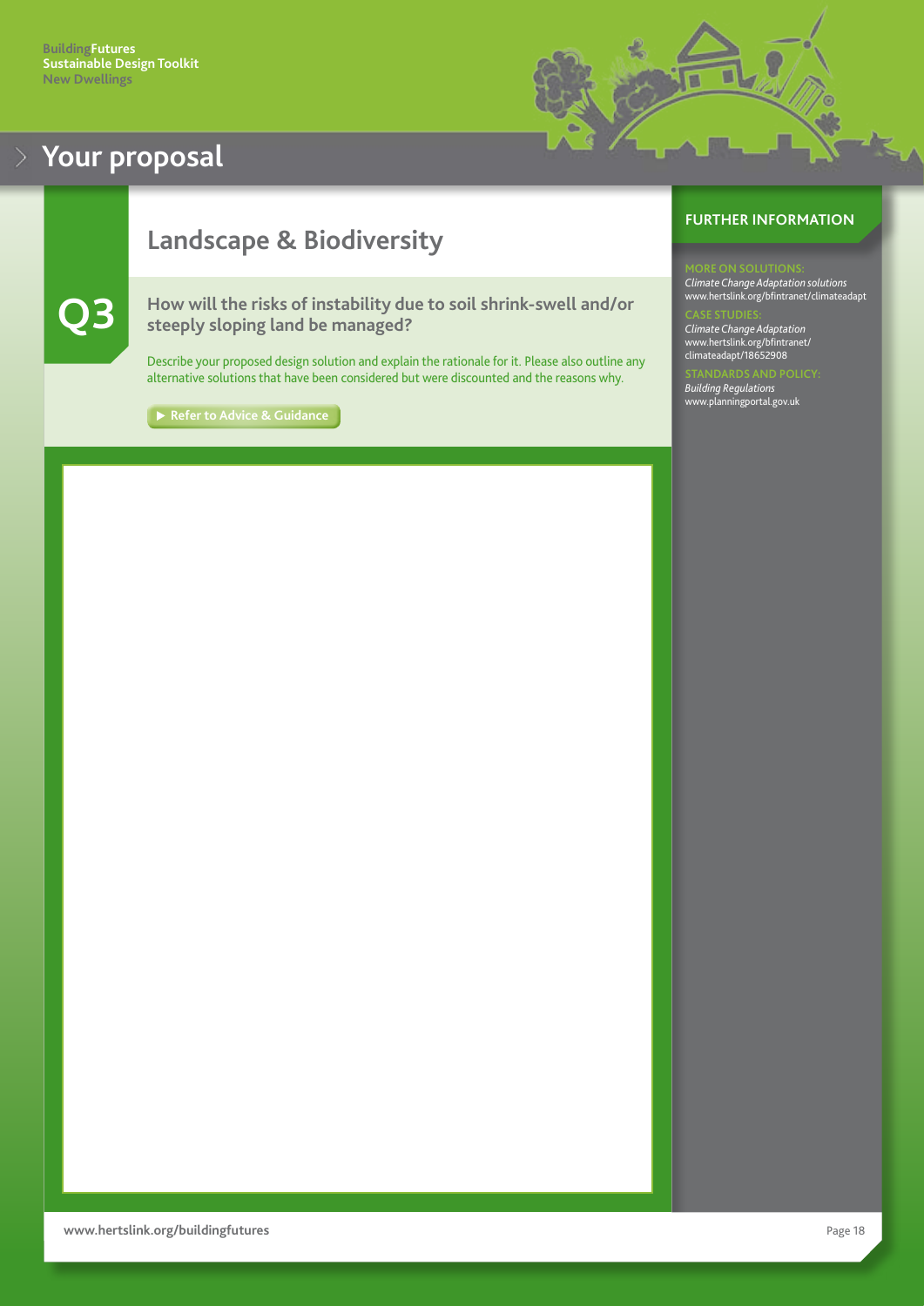# Your proposal

## Landscape & Biodiversity

### Q3

**How will the risks of instability due to soil shrink-swell and/or steeply sloping land be managed?**

Describe your proposed design solution and explain the rationale for it. Please also outline any alternative solutions that have been considered but were discounted and the reasons why.

▶ Refer to Advice & Guidance

### FURTHER INFORMATION

MORE ON SOLUTIONS:
*Climate Change Adaptation solutions*
www.hertslink.org/bfintranet/climateadapt

CASE STUDIES:
*Climate Change Adaptation*
www.hertslink.org/bfintranet/climateadapt/18652908

STANDARDS AND POLICY:
*Building Regulations*
www.planningportal.gov.uk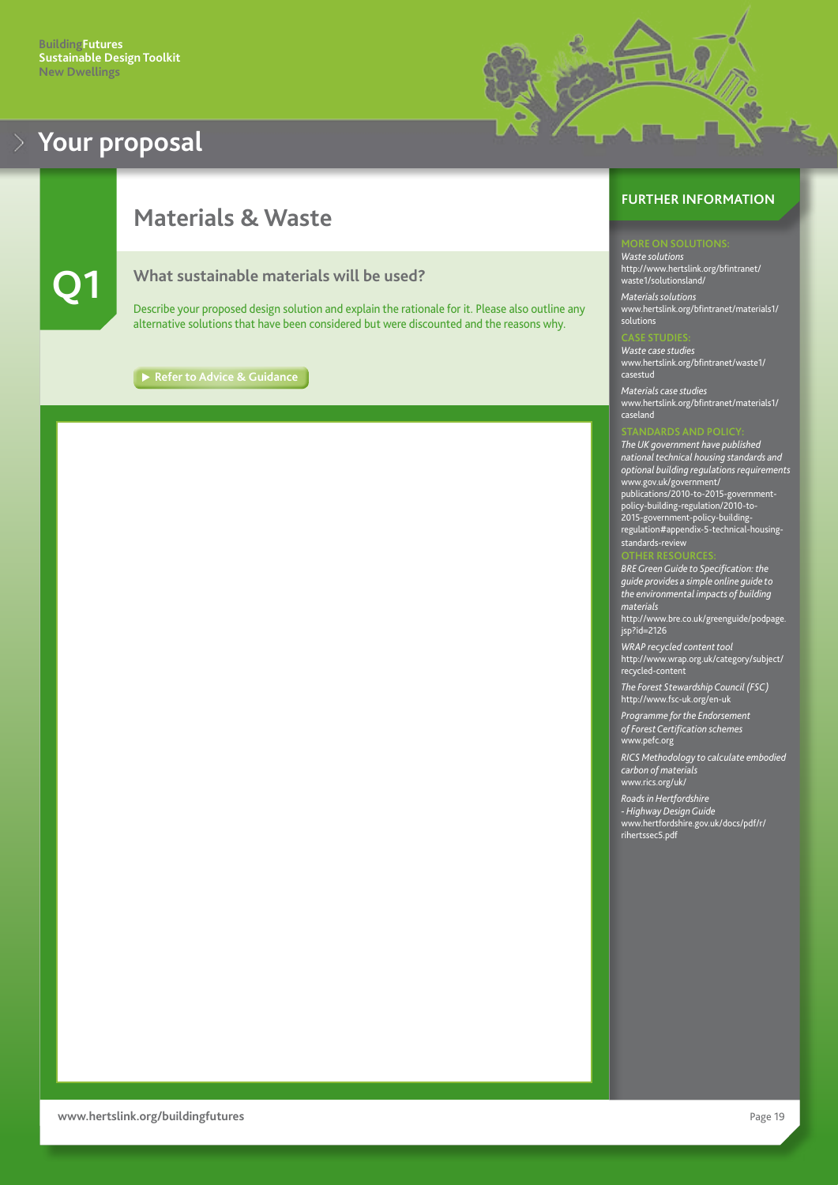# Your proposal

## Materials & Waste

### Q1 What sustainable materials will be used?

Describe your proposed design solution and explain the rationale for it. Please also outline any alternative solutions that have been considered but were discounted and the reasons why.

▶ Refer to Advice & Guidance

## FURTHER INFORMATION

**MORE ON SOLUTIONS:**

*Waste solutions*
http://www.hertslink.org/bfintranet/waste1/solutionsland/

*Materials solutions*
www.hertslink.org/bfintranet/materials1/solutions

**CASE STUDIES:**

*Waste case studies*
www.hertslink.org/bfintranet/waste1/casestud

*Materials case studies*
www.hertslink.org/bfintranet/materials1/caseland

**STANDARDS AND POLICY:**

*The UK government have published national technical housing standards and optional building regulations requirements*
www.gov.uk/government/publications/2010-to-2015-government-policy-building-regulation/2010-to-2015-government-policy-building-regulation#appendix-5-technical-housing-standards-review

**OTHER RESOURCES:**

*BRE Green Guide to Specification: the guide provides a simple online guide to the environmental impacts of building materials*
http://www.bre.co.uk/greenguide/podpage.jsp?id=2126

*WRAP recycled content tool*
http://www.wrap.org.uk/category/subject/recycled-content

*The Forest Stewardship Council (FSC)*
http://www.fsc-uk.org/en-uk

*Programme for the Endorsement of Forest Certification schemes*
www.pefc.org

*RICS Methodology to calculate embodied carbon of materials*
www.rics.org/uk/

*Roads in Hertfordshire - Highway Design Guide*
www.hertfordshire.gov.uk/docs/pdf/r/rihertssec5.pdf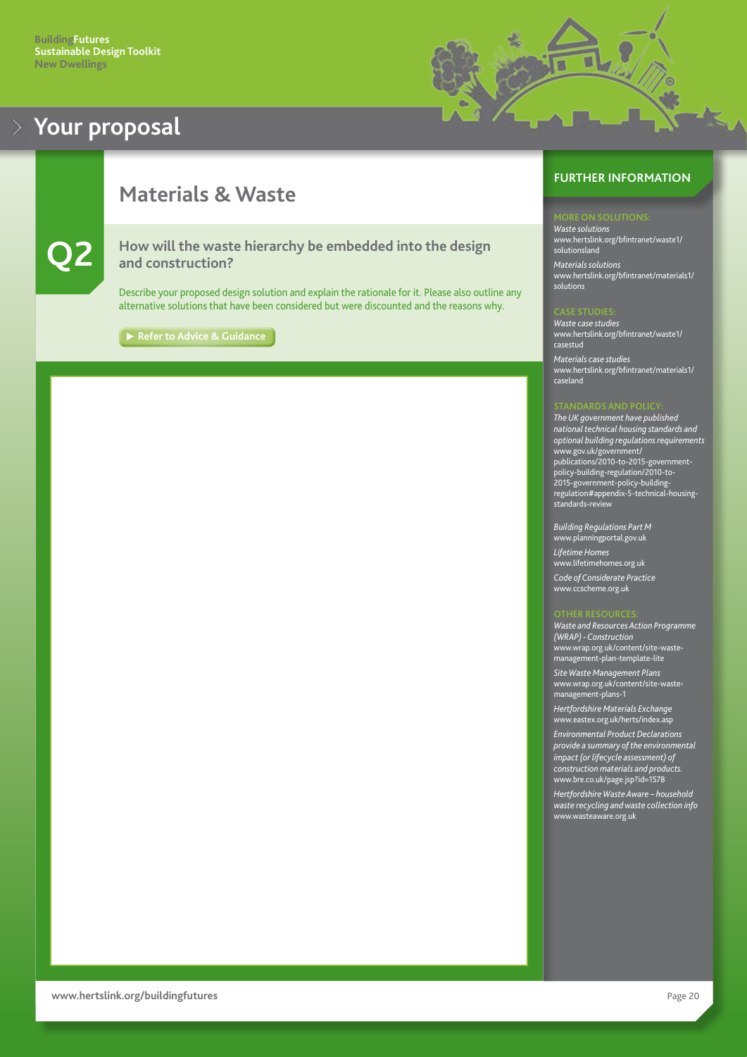# Your proposal

## Materials & Waste

### Q2 How will the waste hierarchy be embedded into the design and construction?

Describe your proposed design solution and explain the rationale for it. Please also outline any alternative solutions that have been considered but were discounted and the reasons why.

▶ Refer to Advice & Guidance

## FURTHER INFORMATION

**MORE ON SOLUTIONS:**

*Waste solutions*
www.hertslink.org/bfintranet/waste1/solutionsland

*Materials solutions*
www.hertslink.org/bfintranet/materials1/solutions

**CASE STUDIES:**

*Waste case studies*
www.hertslink.org/bfintranet/waste1/casestud

*Materials case studies*
www.hertslink.org/bfintranet/materials1/caseland

**STANDARDS AND POLICY:**

*The UK government have published national technical housing standards and optional building regulations requirements*
www.gov.uk/government/publications/2010-to-2015-government-policy-building-regulation/2010-to-2015-government-policy-building-regulation#appendix-5-technical-housing-standards-review

*Building Regulations Part M*
www.planningportal.gov.uk

*Lifetime Homes*
www.lifetimehomes.org.uk

*Code of Considerate Practice*
www.ccscheme.org.uk

**OTHER RESOURCES:**

*Waste and Resources Action Programme (WRAP) - Construction*
www.wrap.org.uk/content/site-waste-management-plan-template-lite

*Site Waste Management Plans*
www.wrap.org.uk/content/site-waste-management-plans-1

*Hertfordshire Materials Exchange*
www.eastex.org.uk/herts/index.asp

*Environmental Product Declarations provide a summary of the environmental impact (or lifecycle assessment) of construction materials and products.*
www.bre.co.uk/page.jsp?id=1578

*Hertfordshire Waste Aware – household waste recycling and waste collection info*
www.wasteaware.org.uk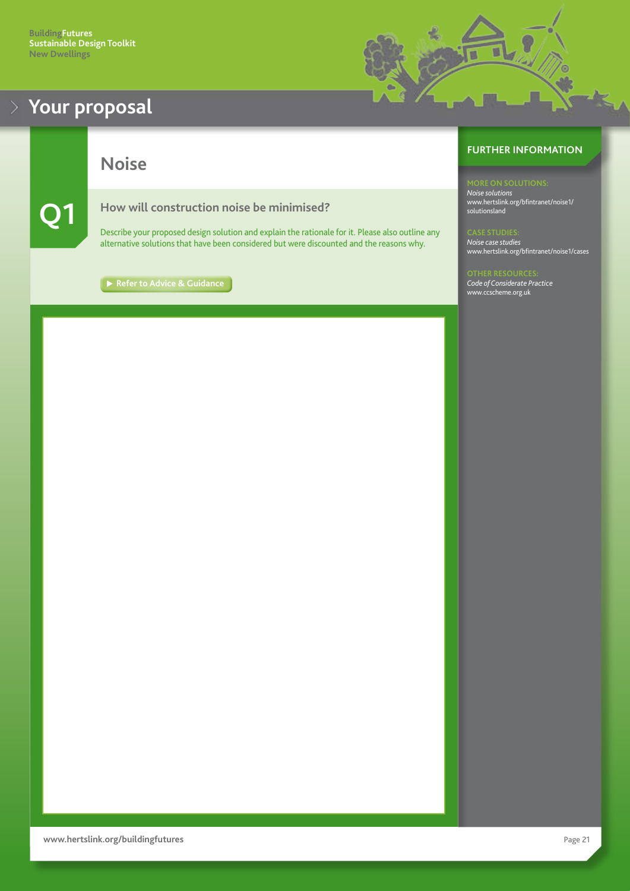# Your proposal

## Noise

### Q1

**How will construction noise be minimised?**

Describe your proposed design solution and explain the rationale for it. Please also outline any alternative solutions that have been considered but were discounted and the reasons why.

▶ Refer to Advice & Guidance

## FURTHER INFORMATION

**MORE ON SOLUTIONS:**
*Noise solutions*
www.hertslink.org/bfintranet/noise1/solutionsland

**CASE STUDIES:**
*Noise case studies*
www.hertslink.org/bfintranet/noise1/cases

**OTHER RESOURCES:**
*Code of Considerate Practice*
www.ccscheme.org.uk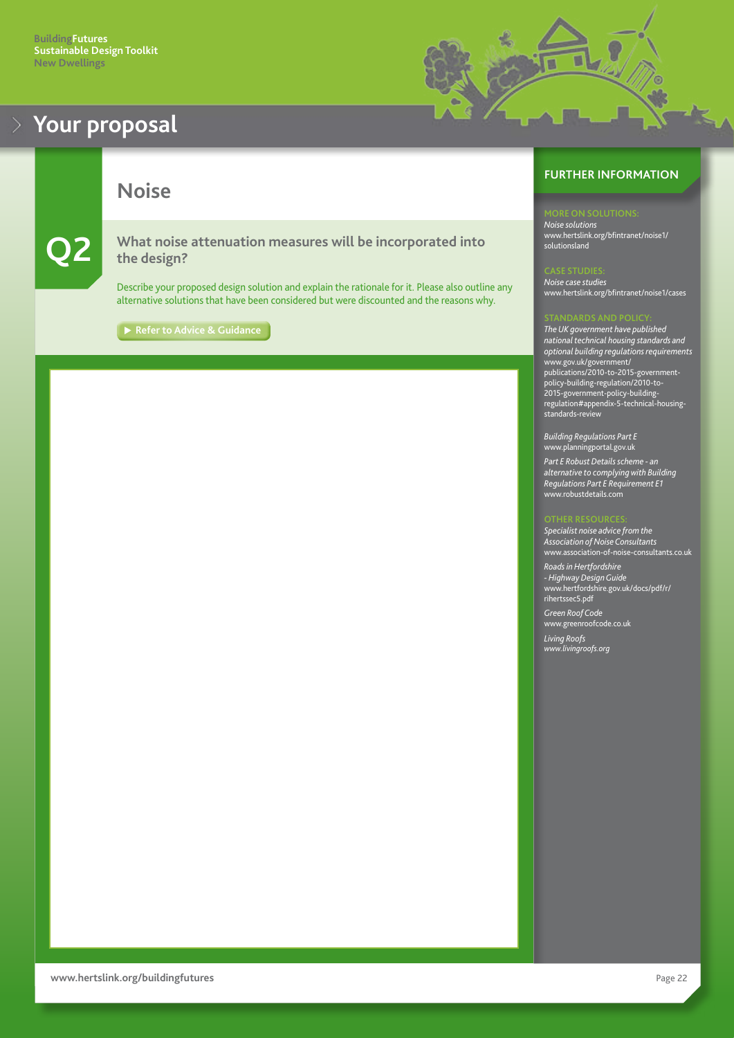# Your proposal

## Noise

### Q2

**What noise attenuation measures will be incorporated into the design?**

Describe your proposed design solution and explain the rationale for it. Please also outline any alternative solutions that have been considered but were discounted and the reasons why.

▶ Refer to Advice & Guidance

## FURTHER INFORMATION

**MORE ON SOLUTIONS:**

*Noise solutions*
www.hertslink.org/bfintranet/noise1/solutionsland

**CASE STUDIES:**

*Noise case studies*
www.hertslink.org/bfintranet/noise1/cases

**STANDARDS AND POLICY:**

*The UK government have published national technical housing standards and optional building regulations requirements*
www.gov.uk/government/publications/2010-to-2015-government-policy-building-regulation/2010-to-2015-government-policy-building-regulation#appendix-5-technical-housing-standards-review

*Building Regulations Part E*
www.planningportal.gov.uk

*Part E Robust Details scheme - an alternative to complying with Building Regulations Part E Requirement E1*
www.robustdetails.com

**OTHER RESOURCES:**

*Specialist noise advice from the Association of Noise Consultants*
www.association-of-noise-consultants.co.uk

*Roads in Hertfordshire - Highway Design Guide*
www.hertfordshire.gov.uk/docs/pdf/r/rihertssec5.pdf

*Green Roof Code*
www.greenroofcode.co.uk

*Living Roofs*
*www.livingroofs.org*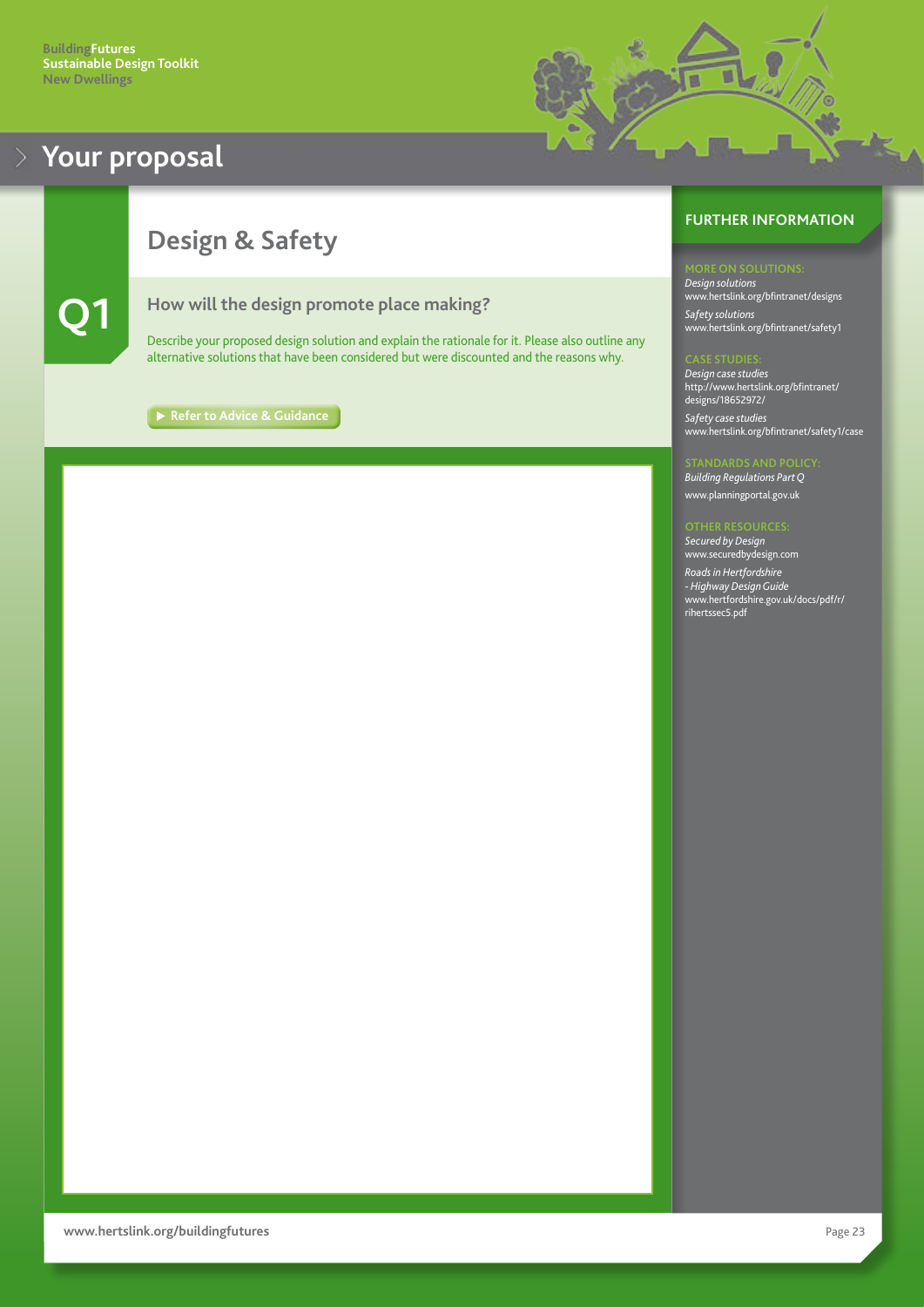# Your proposal

## Design & Safety

### Q1

### How will the design promote place making?

Describe your proposed design solution and explain the rationale for it. Please also outline any alternative solutions that have been considered but were discounted and the reasons why.

▶ Refer to Advice & Guidance

## FURTHER INFORMATION

**MORE ON SOLUTIONS:**

*Design solutions*
www.hertslink.org/bfintranet/designs

*Safety solutions*
www.hertslink.org/bfintranet/safety1

**CASE STUDIES:**

*Design case studies*
http://www.hertslink.org/bfintranet/designs/18652972/

*Safety case studies*
www.hertslink.org/bfintranet/safety1/case

**STANDARDS AND POLICY:**

*Building Regulations Part Q*

www.planningportal.gov.uk

**OTHER RESOURCES:**

*Secured by Design*
www.securedbydesign.com

*Roads in Hertfordshire - Highway Design Guide*
www.hertfordshire.gov.uk/docs/pdf/r/rihertssec5.pdf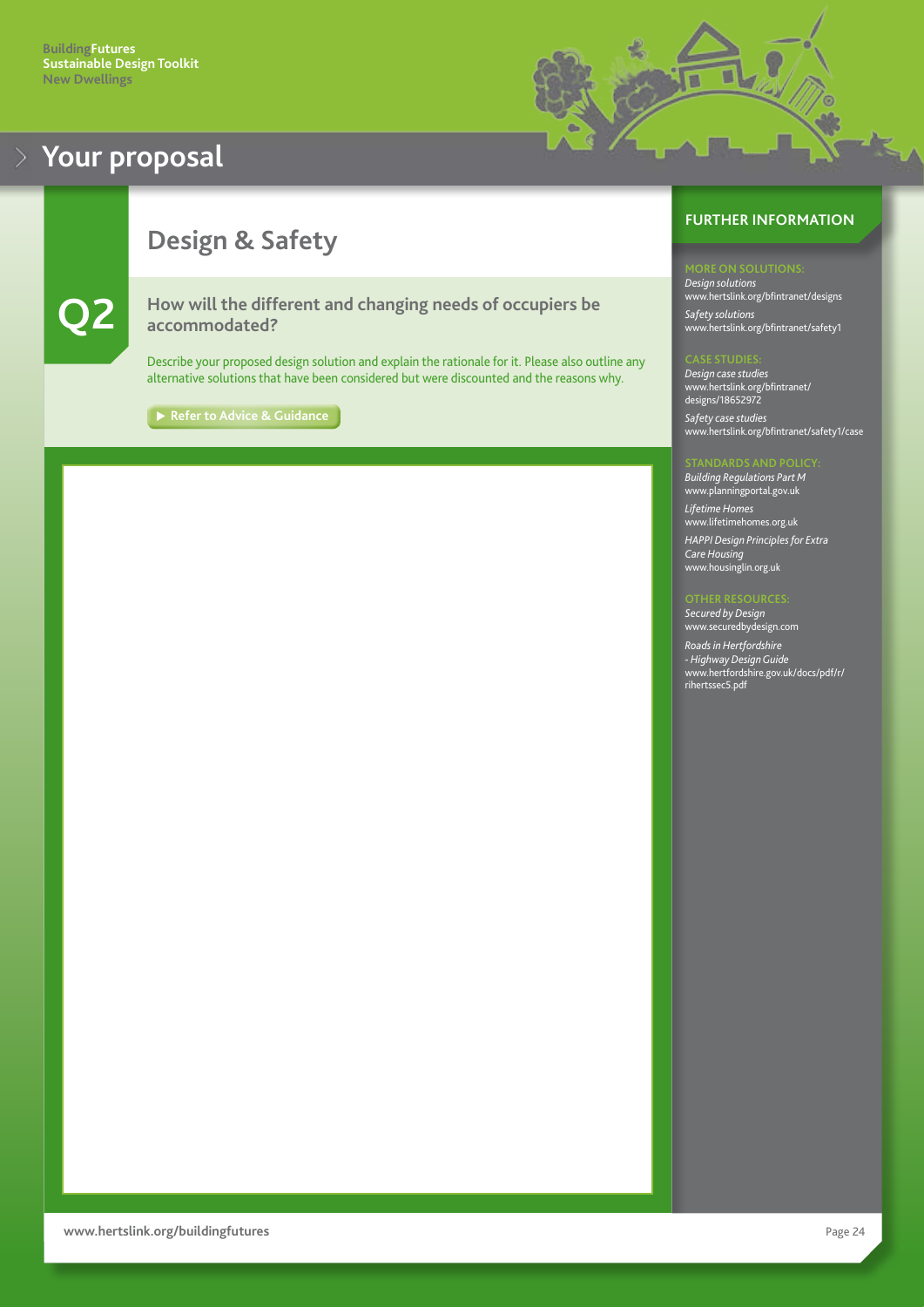# Your proposal

## Design & Safety

### Q2

**How will the different and changing needs of occupiers be accommodated?**

Describe your proposed design solution and explain the rationale for it. Please also outline any alternative solutions that have been considered but were discounted and the reasons why.

▶ Refer to Advice & Guidance

## FURTHER INFORMATION

**MORE ON SOLUTIONS:**

*Design solutions*
www.hertslink.org/bfintranet/designs

*Safety solutions*
www.hertslink.org/bfintranet/safety1

**CASE STUDIES:**

*Design case studies*
www.hertslink.org/bfintranet/designs/18652972

*Safety case studies*
www.hertslink.org/bfintranet/safety1/case

**STANDARDS AND POLICY:**

*Building Regulations Part M*
www.planningportal.gov.uk

*Lifetime Homes*
www.lifetimehomes.org.uk

*HAPPI Design Principles for Extra Care Housing*
www.housinglin.org.uk

**OTHER RESOURCES:**

*Secured by Design*
www.securedbydesign.com

*Roads in Hertfordshire - Highway Design Guide*
www.hertfordshire.gov.uk/docs/pdf/r/rihertssec5.pdf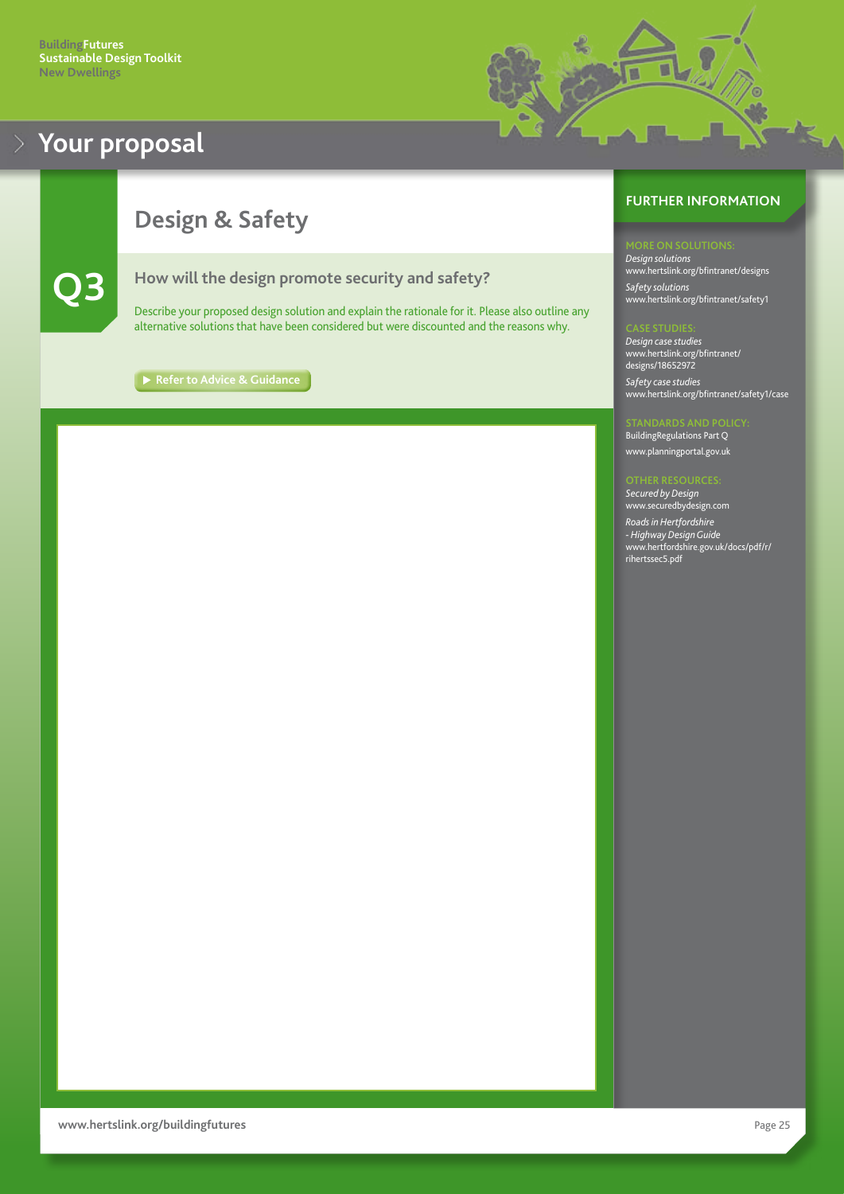# Your proposal

## Design & Safety

### Q3

### How will the design promote security and safety?

Describe your proposed design solution and explain the rationale for it. Please also outline any alternative solutions that have been considered but were discounted and the reasons why.

▶ Refer to Advice & Guidance

## FURTHER INFORMATION

**MORE ON SOLUTIONS:**

*Design solutions*
www.hertslink.org/bfintranet/designs

*Safety solutions*
www.hertslink.org/bfintranet/safety1

**CASE STUDIES:**

*Design case studies*
www.hertslink.org/bfintranet/designs/18652972

*Safety case studies*
www.hertslink.org/bfintranet/safety1/case

**STANDARDS AND POLICY:**

BuildingRegulations Part Q

www.planningportal.gov.uk

**OTHER RESOURCES:**

*Secured by Design*
www.securedbydesign.com

*Roads in Hertfordshire - Highway Design Guide*
www.hertfordshire.gov.uk/docs/pdf/r/rihertssec5.pdf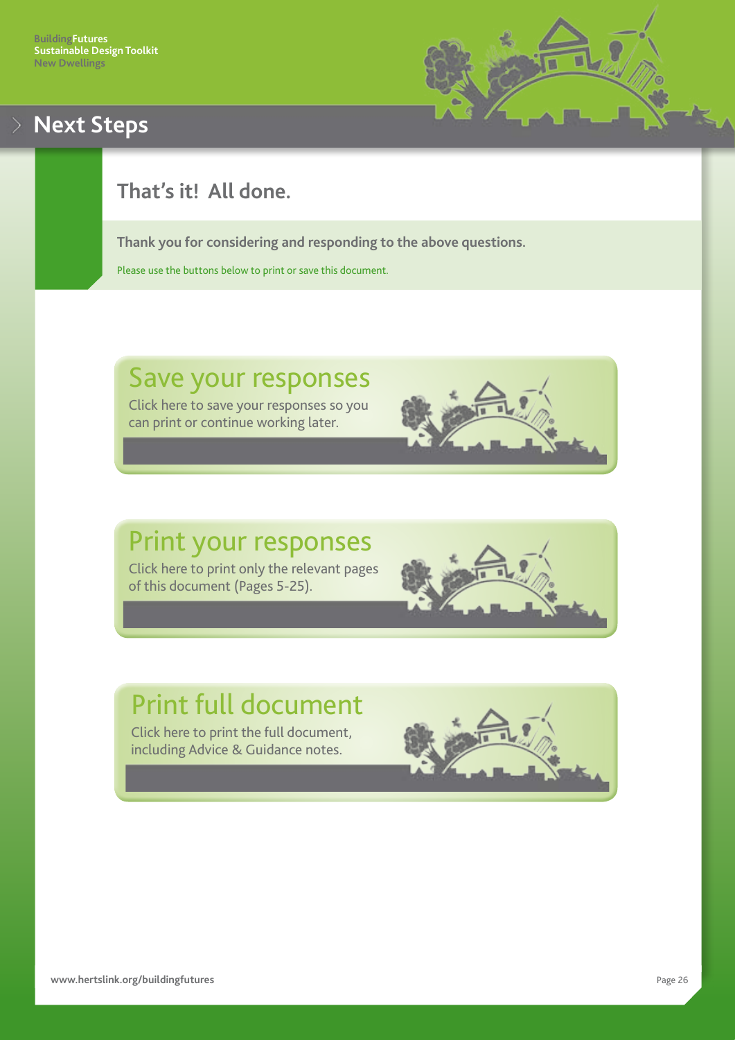# Next Steps

## That's it! All done.

**Thank you for considering and responding to the above questions.**

Please use the buttons below to print or save this document.

### Save your responses

Click here to save your responses so you can print or continue working later.

### Print your responses

Click here to print only the relevant pages of this document (Pages 5-25).

### Print full document

Click here to print the full document, including Advice & Guidance notes.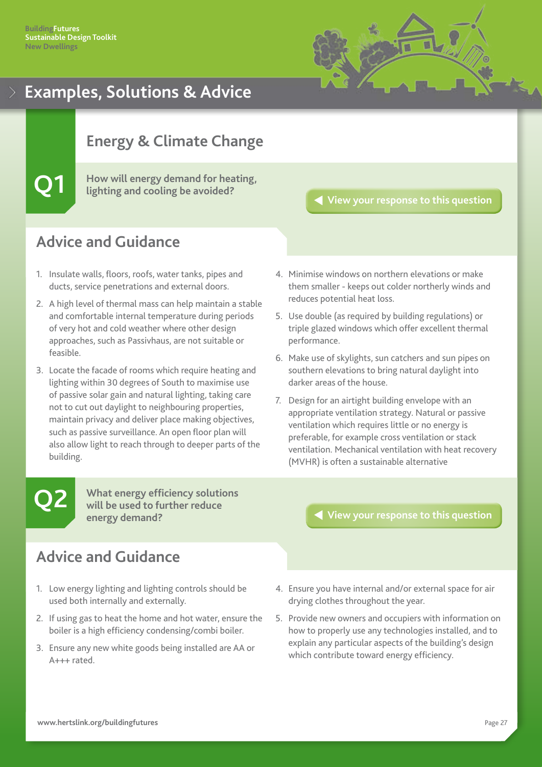# Examples, Solutions & Advice

## Energy & Climate Change

### Q1

**How will energy demand for heating, lighting and cooling be avoided?**

View your response to this question

### Advice and Guidance

1. Insulate walls, floors, roofs, water tanks, pipes and ducts, service penetrations and external doors.
2. A high level of thermal mass can help maintain a stable and comfortable internal temperature during periods of very hot and cold weather where other design approaches, such as Passivhaus, are not suitable or feasible.
3. Locate the facade of rooms which require heating and lighting within 30 degrees of South to maximise use of passive solar gain and natural lighting, taking care not to cut out daylight to neighbouring properties, maintain privacy and deliver place making objectives, such as passive surveillance. An open floor plan will also allow light to reach through to deeper parts of the building.
4. Minimise windows on northern elevations or make them smaller - keeps out colder northerly winds and reduces potential heat loss.
5. Use double (as required by building regulations) or triple glazed windows which offer excellent thermal performance.
6. Make use of skylights, sun catchers and sun pipes on southern elevations to bring natural daylight into darker areas of the house.
7. Design for an airtight building envelope with an appropriate ventilation strategy. Natural or passive ventilation which requires little or no energy is preferable, for example cross ventilation or stack ventilation. Mechanical ventilation with heat recovery (MVHR) is often a sustainable alternative

### Q2

**What energy efficiency solutions will be used to further reduce energy demand?**

View your response to this question

### Advice and Guidance

1. Low energy lighting and lighting controls should be used both internally and externally.
2. If using gas to heat the home and hot water, ensure the boiler is a high efficiency condensing/combi boiler.
3. Ensure any new white goods being installed are AA or A+++ rated.
4. Ensure you have internal and/or external space for air drying clothes throughout the year.
5. Provide new owners and occupiers with information on how to properly use any technologies installed, and to explain any particular aspects of the building's design which contribute toward energy efficiency.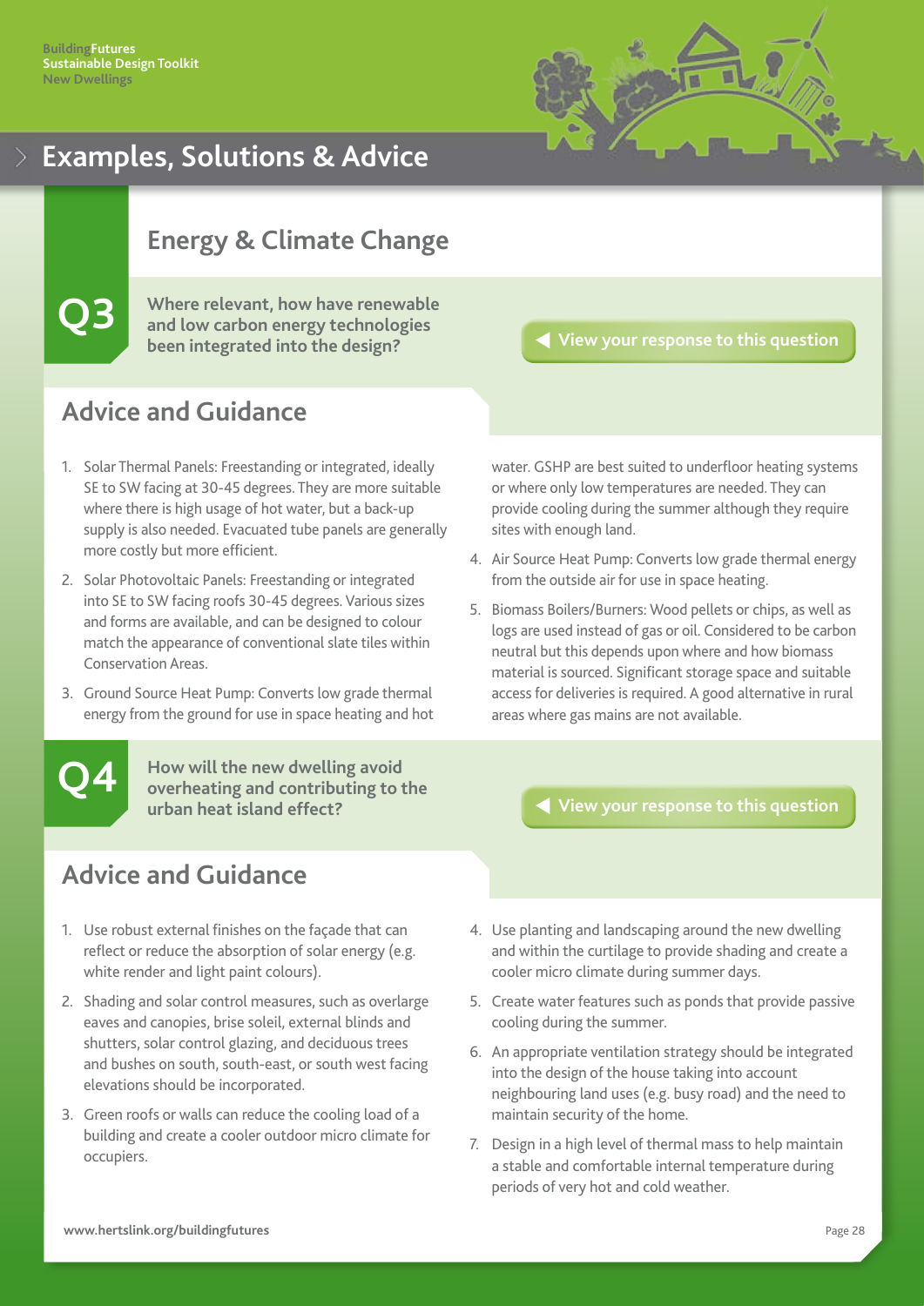# Examples, Solutions & Advice

## Energy & Climate Change

**Q3** Where relevant, how have renewable and low carbon energy technologies been integrated into the design?

◀ View your response to this question

### Advice and Guidance

1. Solar Thermal Panels: Freestanding or integrated, ideally SE to SW facing at 30-45 degrees. They are more suitable where there is high usage of hot water, but a back-up supply is also needed. Evacuated tube panels are generally more costly but more efficient.
2. Solar Photovoltaic Panels: Freestanding or integrated into SE to SW facing roofs 30-45 degrees. Various sizes and forms are available, and can be designed to colour match the appearance of conventional slate tiles within Conservation Areas.
3. Ground Source Heat Pump: Converts low grade thermal energy from the ground for use in space heating and hot water. GSHP are best suited to underfloor heating systems or where only low temperatures are needed. They can provide cooling during the summer although they require sites with enough land.
4. Air Source Heat Pump: Converts low grade thermal energy from the outside air for use in space heating.
5. Biomass Boilers/Burners: Wood pellets or chips, as well as logs are used instead of gas or oil. Considered to be carbon neutral but this depends upon where and how biomass material is sourced. Significant storage space and suitable access for deliveries is required. A good alternative in rural areas where gas mains are not available.

**Q4** How will the new dwelling avoid overheating and contributing to the urban heat island effect?

◀ View your response to this question

### Advice and Guidance

1. Use robust external finishes on the façade that can reflect or reduce the absorption of solar energy (e.g. white render and light paint colours).
2. Shading and solar control measures, such as overlarge eaves and canopies, brise soleil, external blinds and shutters, solar control glazing, and deciduous trees and bushes on south, south-east, or south west facing elevations should be incorporated.
3. Green roofs or walls can reduce the cooling load of a building and create a cooler outdoor micro climate for occupiers.
4. Use planting and landscaping around the new dwelling and within the curtilage to provide shading and create a cooler micro climate during summer days.
5. Create water features such as ponds that provide passive cooling during the summer.
6. An appropriate ventilation strategy should be integrated into the design of the house taking into account neighbouring land uses (e.g. busy road) and the need to maintain security of the home.
7. Design in a high level of thermal mass to help maintain a stable and comfortable internal temperature during periods of very hot and cold weather.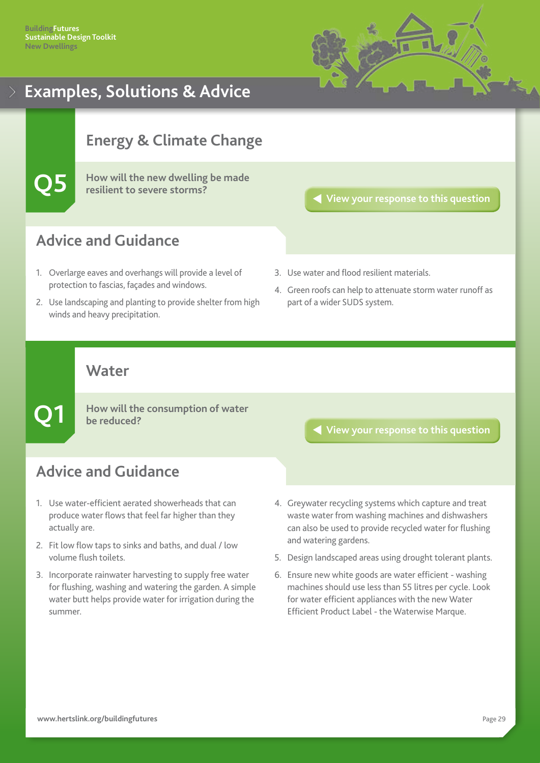# Examples, Solutions & Advice

## Energy & Climate Change

### Q5

**How will the new dwelling be made resilient to severe storms?**

View your response to this question

### Advice and Guidance

1. Overlarge eaves and overhangs will provide a level of protection to fascias, façades and windows.
2. Use landscaping and planting to provide shelter from high winds and heavy precipitation.
3. Use water and flood resilient materials.
4. Green roofs can help to attenuate storm water runoff as part of a wider SUDS system.

## Water

### Q1

**How will the consumption of water be reduced?**

View your response to this question

### Advice and Guidance

1. Use water-efficient aerated showerheads that can produce water flows that feel far higher than they actually are.
2. Fit low flow taps to sinks and baths, and dual / low volume flush toilets.
3. Incorporate rainwater harvesting to supply free water for flushing, washing and watering the garden. A simple water butt helps provide water for irrigation during the summer.
4. Greywater recycling systems which capture and treat waste water from washing machines and dishwashers can also be used to provide recycled water for flushing and watering gardens.
5. Design landscaped areas using drought tolerant plants.
6. Ensure new white goods are water efficient - washing machines should use less than 55 litres per cycle. Look for water efficient appliances with the new Water Efficient Product Label - the Waterwise Marque.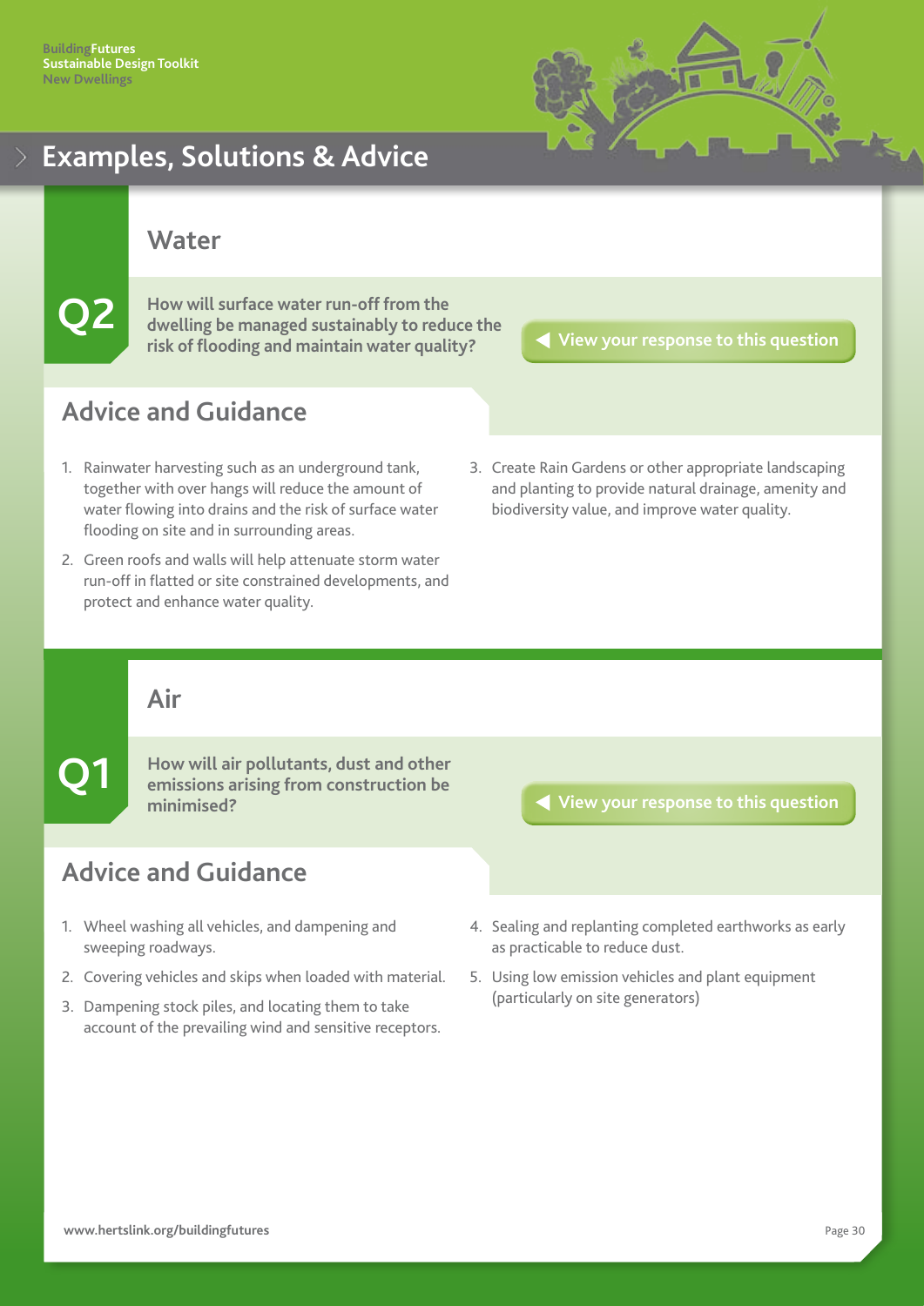# Examples, Solutions & Advice

## Water

**Q2**

**How will surface water run-off from the dwelling be managed sustainably to reduce the risk of flooding and maintain water quality?**

View your response to this question

### Advice and Guidance

1. Rainwater harvesting such as an underground tank, together with over hangs will reduce the amount of water flowing into drains and the risk of surface water flooding on site and in surrounding areas.
2. Green roofs and walls will help attenuate storm water run-off in flatted or site constrained developments, and protect and enhance water quality.
3. Create Rain Gardens or other appropriate landscaping and planting to provide natural drainage, amenity and biodiversity value, and improve water quality.

## Air

**Q1**

**How will air pollutants, dust and other emissions arising from construction be minimised?**

View your response to this question

### Advice and Guidance

1. Wheel washing all vehicles, and dampening and sweeping roadways.
2. Covering vehicles and skips when loaded with material.
3. Dampening stock piles, and locating them to take account of the prevailing wind and sensitive receptors.
4. Sealing and replanting completed earthworks as early as practicable to reduce dust.
5. Using low emission vehicles and plant equipment (particularly on site generators)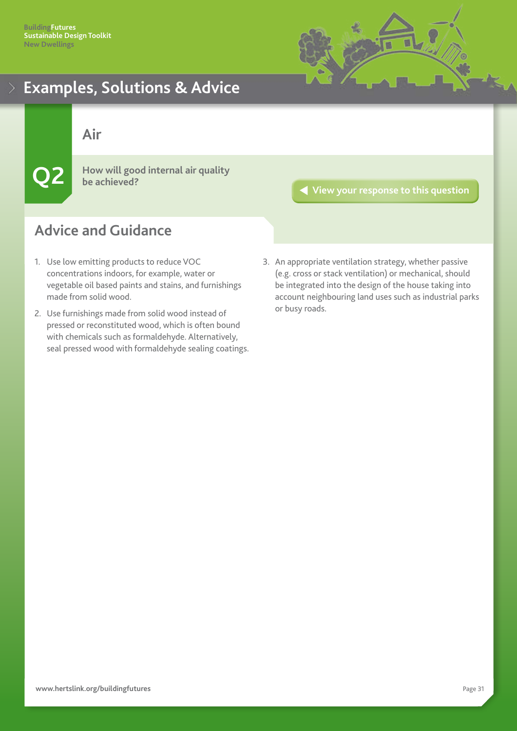# Examples, Solutions & Advice

## Air

**Q2**

**How will good internal air quality be achieved?**

View your response to this question

## Advice and Guidance

1. Use low emitting products to reduce VOC concentrations indoors, for example, water or vegetable oil based paints and stains, and furnishings made from solid wood.
2. Use furnishings made from solid wood instead of pressed or reconstituted wood, which is often bound with chemicals such as formaldehyde. Alternatively, seal pressed wood with formaldehyde sealing coatings.
3. An appropriate ventilation strategy, whether passive (e.g. cross or stack ventilation) or mechanical, should be integrated into the design of the house taking into account neighbouring land uses such as industrial parks or busy roads.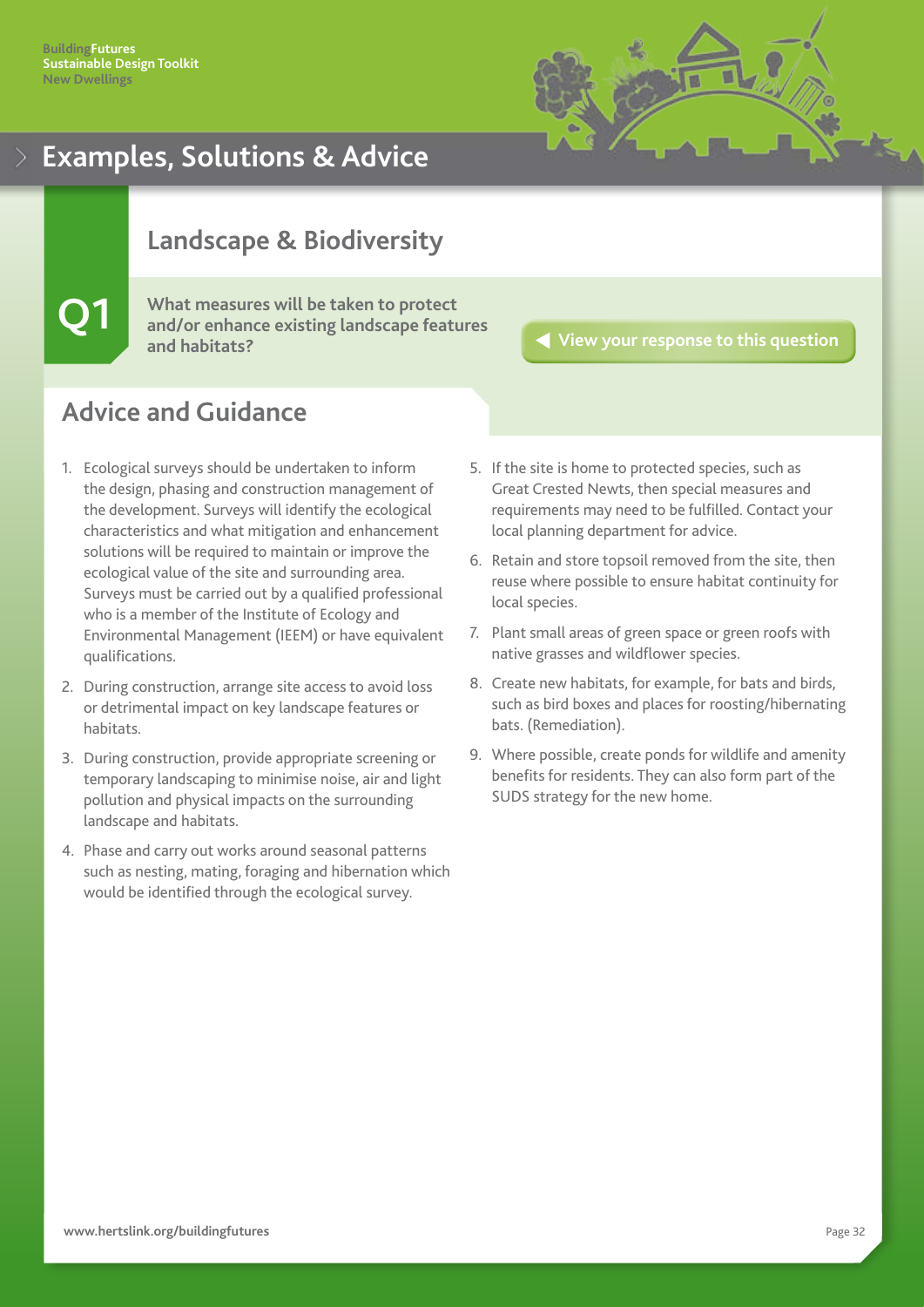# Examples, Solutions & Advice

## Landscape & Biodiversity

**Q1** **What measures will be taken to protect and/or enhance existing landscape features and habitats?**

View your response to this question

## Advice and Guidance

1. Ecological surveys should be undertaken to inform the design, phasing and construction management of the development. Surveys will identify the ecological characteristics and what mitigation and enhancement solutions will be required to maintain or improve the ecological value of the site and surrounding area. Surveys must be carried out by a qualified professional who is a member of the Institute of Ecology and Environmental Management (IEEM) or have equivalent qualifications.
2. During construction, arrange site access to avoid loss or detrimental impact on key landscape features or habitats.
3. During construction, provide appropriate screening or temporary landscaping to minimise noise, air and light pollution and physical impacts on the surrounding landscape and habitats.
4. Phase and carry out works around seasonal patterns such as nesting, mating, foraging and hibernation which would be identified through the ecological survey.
5. If the site is home to protected species, such as Great Crested Newts, then special measures and requirements may need to be fulfilled. Contact your local planning department for advice.
6. Retain and store topsoil removed from the site, then reuse where possible to ensure habitat continuity for local species.
7. Plant small areas of green space or green roofs with native grasses and wildflower species.
8. Create new habitats, for example, for bats and birds, such as bird boxes and places for roosting/hibernating bats. (Remediation).
9. Where possible, create ponds for wildlife and amenity benefits for residents. They can also form part of the SUDS strategy for the new home.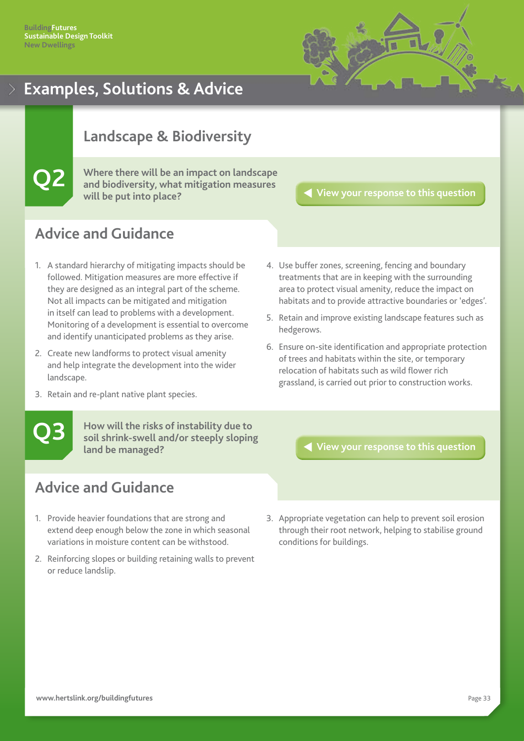# Examples, Solutions & Advice

## Landscape & Biodiversity

### Q2

**Where there will be an impact on landscape and biodiversity, what mitigation measures will be put into place?**

View your response to this question

### Advice and Guidance

1. A standard hierarchy of mitigating impacts should be followed. Mitigation measures are more effective if they are designed as an integral part of the scheme. Not all impacts can be mitigated and mitigation in itself can lead to problems with a development. Monitoring of a development is essential to overcome and identify unanticipated problems as they arise.
2. Create new landforms to protect visual amenity and help integrate the development into the wider landscape.
3. Retain and re-plant native plant species.
4. Use buffer zones, screening, fencing and boundary treatments that are in keeping with the surrounding area to protect visual amenity, reduce the impact on habitats and to provide attractive boundaries or 'edges'.
5. Retain and improve existing landscape features such as hedgerows.
6. Ensure on-site identification and appropriate protection of trees and habitats within the site, or temporary relocation of habitats such as wild flower rich grassland, is carried out prior to construction works.

### Q3

**How will the risks of instability due to soil shrink-swell and/or steeply sloping land be managed?**

View your response to this question

### Advice and Guidance

1. Provide heavier foundations that are strong and extend deep enough below the zone in which seasonal variations in moisture content can be withstood.
2. Reinforcing slopes or building retaining walls to prevent or reduce landslip.
3. Appropriate vegetation can help to prevent soil erosion through their root network, helping to stabilise ground conditions for buildings.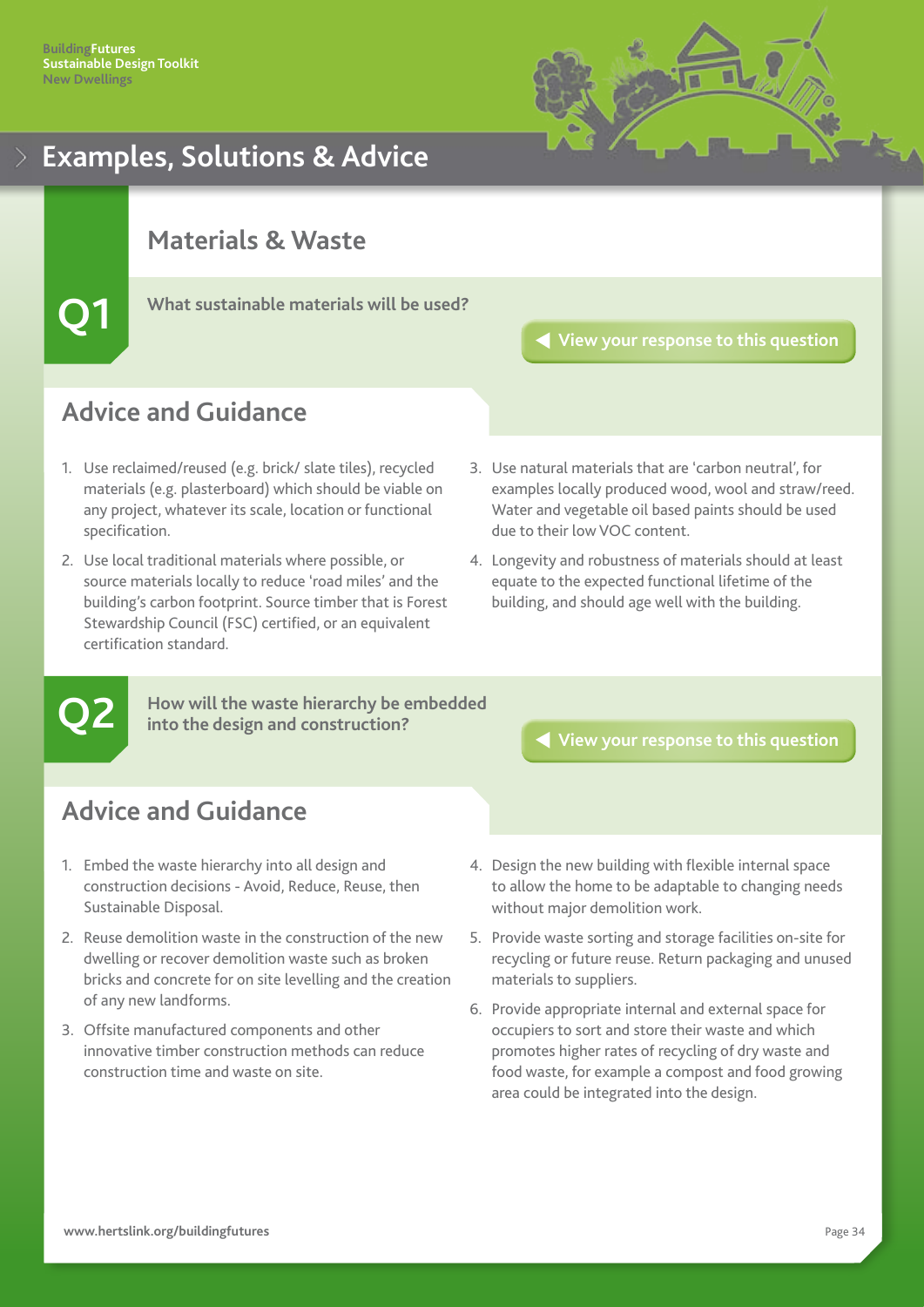# Examples, Solutions & Advice

## Materials & Waste

**Q1** **What sustainable materials will be used?**

View your response to this question

### Advice and Guidance

1. Use reclaimed/reused (e.g. brick/ slate tiles), recycled materials (e.g. plasterboard) which should be viable on any project, whatever its scale, location or functional specification.
2. Use local traditional materials where possible, or source materials locally to reduce 'road miles' and the building's carbon footprint. Source timber that is Forest Stewardship Council (FSC) certified, or an equivalent certification standard.
3. Use natural materials that are 'carbon neutral', for examples locally produced wood, wool and straw/reed. Water and vegetable oil based paints should be used due to their low VOC content.
4. Longevity and robustness of materials should at least equate to the expected functional lifetime of the building, and should age well with the building.

**Q2** **How will the waste hierarchy be embedded into the design and construction?**

View your response to this question

### Advice and Guidance

1. Embed the waste hierarchy into all design and construction decisions - Avoid, Reduce, Reuse, then Sustainable Disposal.
2. Reuse demolition waste in the construction of the new dwelling or recover demolition waste such as broken bricks and concrete for on site levelling and the creation of any new landforms.
3. Offsite manufactured components and other innovative timber construction methods can reduce construction time and waste on site.
4. Design the new building with flexible internal space to allow the home to be adaptable to changing needs without major demolition work.
5. Provide waste sorting and storage facilities on-site for recycling or future reuse. Return packaging and unused materials to suppliers.
6. Provide appropriate internal and external space for occupiers to sort and store their waste and which promotes higher rates of recycling of dry waste and food waste, for example a compost and food growing area could be integrated into the design.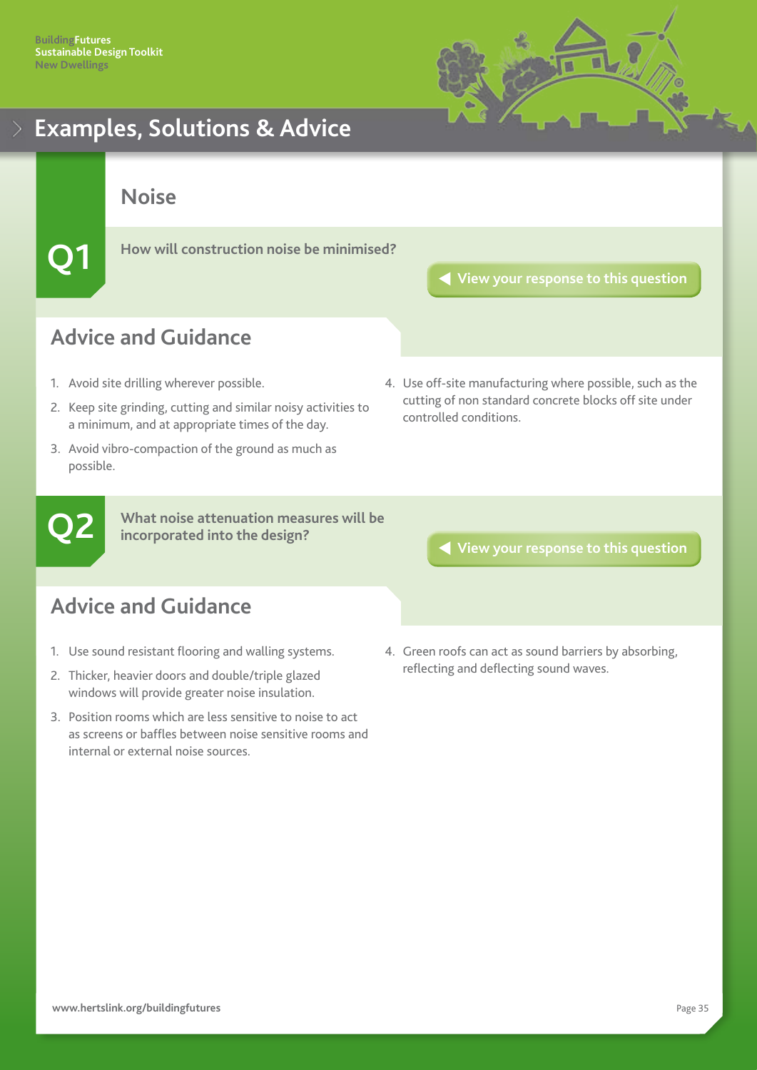# Examples, Solutions & Advice

## Noise

**Q1** How will construction noise be minimised?

View your response to this question

### Advice and Guidance

1. Avoid site drilling wherever possible.
2. Keep site grinding, cutting and similar noisy activities to a minimum, and at appropriate times of the day.
3. Avoid vibro-compaction of the ground as much as possible.
4. Use off-site manufacturing where possible, such as the cutting of non standard concrete blocks off site under controlled conditions.

**Q2** What noise attenuation measures will be incorporated into the design?

View your response to this question

### Advice and Guidance

1. Use sound resistant flooring and walling systems.
2. Thicker, heavier doors and double/triple glazed windows will provide greater noise insulation.
3. Position rooms which are less sensitive to noise to act as screens or baffles between noise sensitive rooms and internal or external noise sources.
4. Green roofs can act as sound barriers by absorbing, reflecting and deflecting sound waves.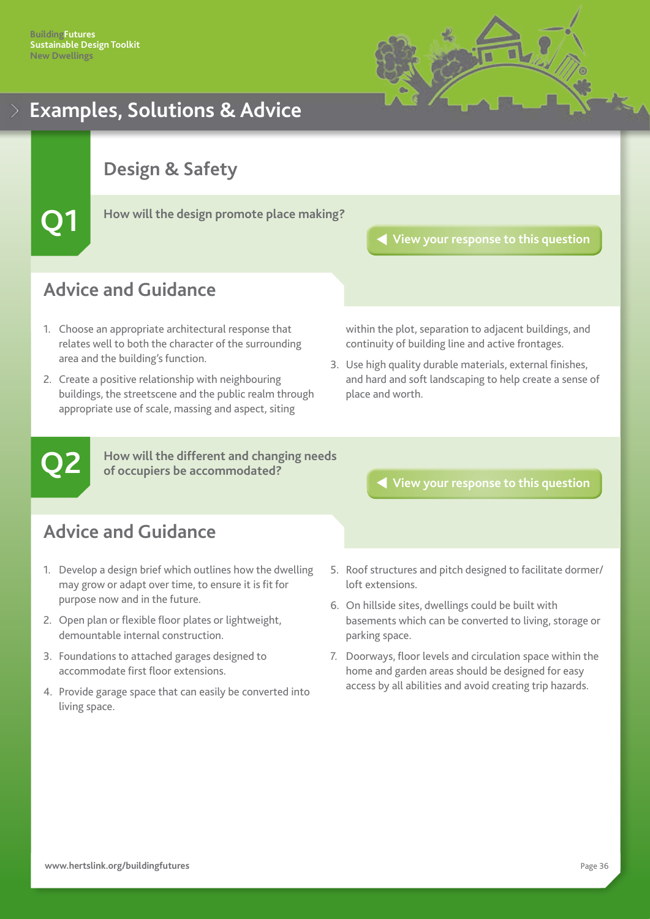# Examples, Solutions & Advice

## Design & Safety

**Q1** How will the design promote place making?

View your response to this question

### Advice and Guidance

1. Choose an appropriate architectural response that relates well to both the character of the surrounding area and the building's function.
2. Create a positive relationship with neighbouring buildings, the streetscene and the public realm through appropriate use of scale, massing and aspect, siting within the plot, separation to adjacent buildings, and continuity of building line and active frontages.
3. Use high quality durable materials, external finishes, and hard and soft landscaping to help create a sense of place and worth.

**Q2** How will the different and changing needs of occupiers be accommodated?

View your response to this question

### Advice and Guidance

1. Develop a design brief which outlines how the dwelling may grow or adapt over time, to ensure it is fit for purpose now and in the future.
2. Open plan or flexible floor plates or lightweight, demountable internal construction.
3. Foundations to attached garages designed to accommodate first floor extensions.
4. Provide garage space that can easily be converted into living space.
5. Roof structures and pitch designed to facilitate dormer/loft extensions.
6. On hillside sites, dwellings could be built with basements which can be converted to living, storage or parking space.
7. Doorways, floor levels and circulation space within the home and garden areas should be designed for easy access by all abilities and avoid creating trip hazards.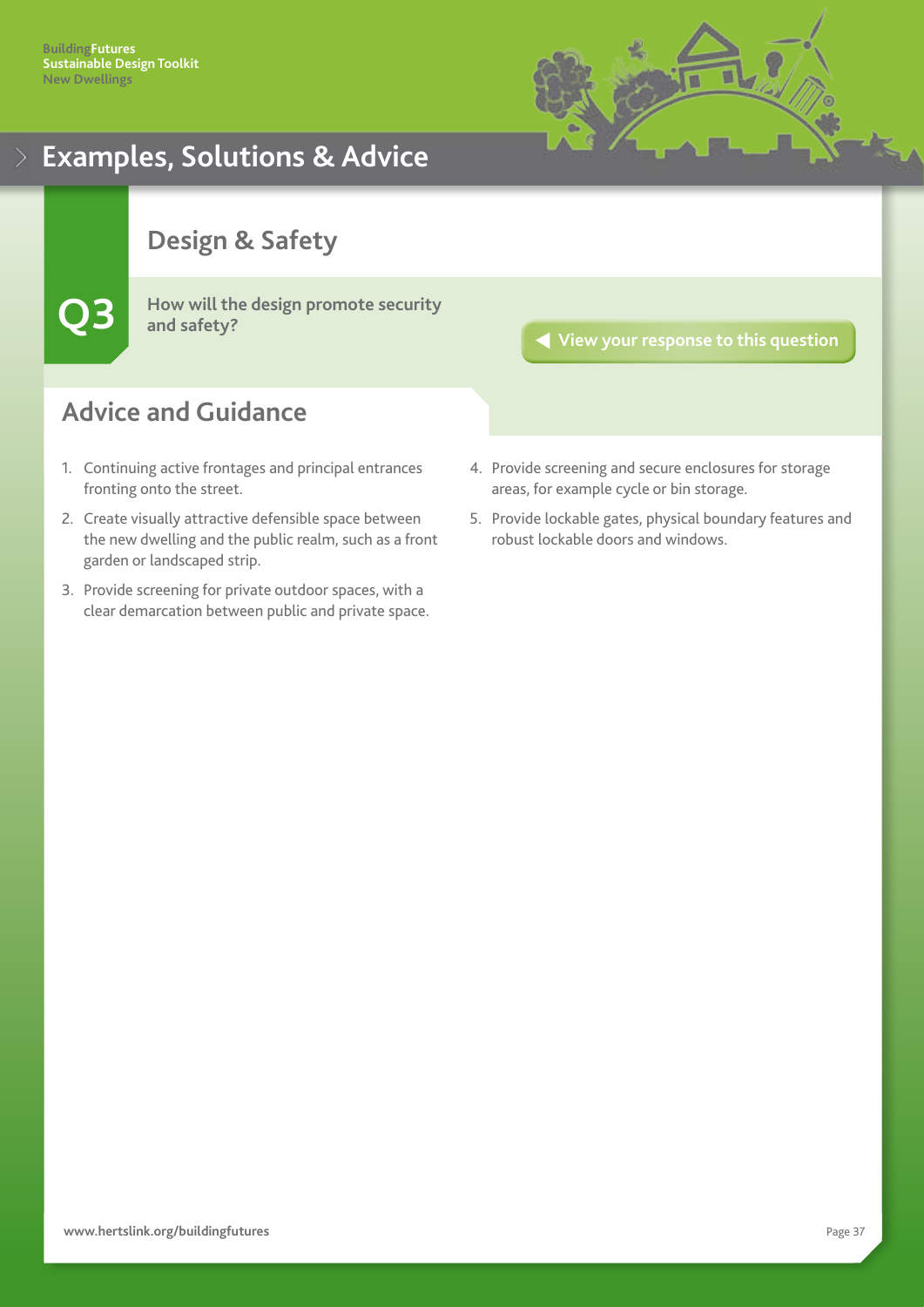# Examples, Solutions & Advice

## Design & Safety

**Q3**

**How will the design promote security and safety?**

View your response to this question

## Advice and Guidance

1. Continuing active frontages and principal entrances fronting onto the street.
2. Create visually attractive defensible space between the new dwelling and the public realm, such as a front garden or landscaped strip.
3. Provide screening for private outdoor spaces, with a clear demarcation between public and private space.
4. Provide screening and secure enclosures for storage areas, for example cycle or bin storage.
5. Provide lockable gates, physical boundary features and robust lockable doors and windows.